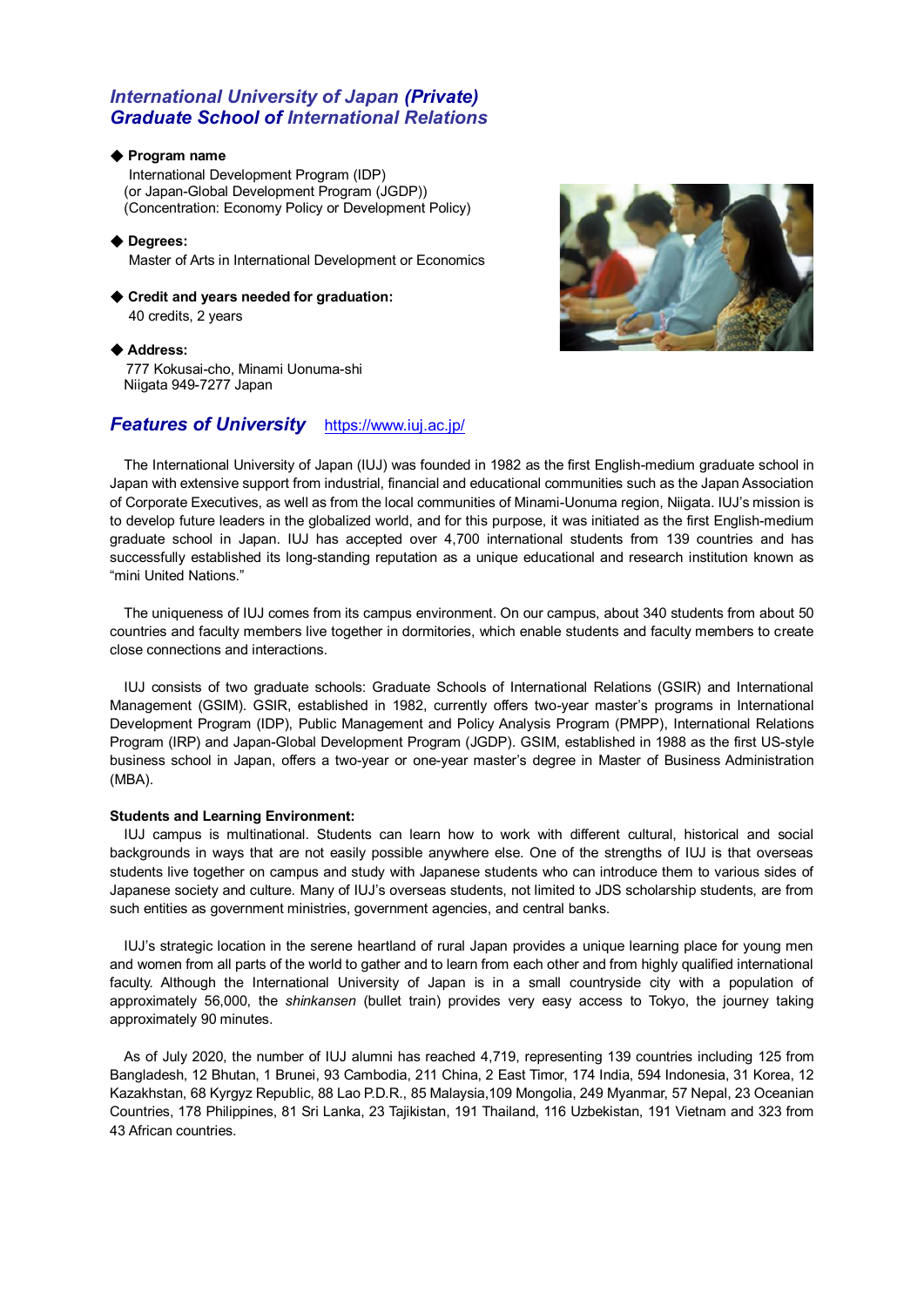## *International University of Japan (Private)*
## *Graduate School of International Relations*

◆ **Program name**

International Development Program (IDP)
(or Japan-Global Development Program (JGDP))
(Concentration: Economy Policy or Development Policy)

◆ **Degrees:**

Master of Arts in International Development or Economics

◆ **Credit and years needed for graduation:**

40 credits, 2 years

◆ **Address:**

777 Kokusai-cho, Minami Uonuma-shi
Niigata 949-7277 Japan

## *Features of University* https://www.iuj.ac.jp/

The International University of Japan (IUJ) was founded in 1982 as the first English-medium graduate school in Japan with extensive support from industrial, financial and educational communities such as the Japan Association of Corporate Executives, as well as from the local communities of Minami-Uonuma region, Niigata. IUJ's mission is to develop future leaders in the globalized world, and for this purpose, it was initiated as the first English-medium graduate school in Japan. IUJ has accepted over 4,700 international students from 139 countries and has successfully established its long-standing reputation as a unique educational and research institution known as "mini United Nations."

The uniqueness of IUJ comes from its campus environment. On our campus, about 340 students from about 50 countries and faculty members live together in dormitories, which enable students and faculty members to create close connections and interactions.

IUJ consists of two graduate schools: Graduate Schools of International Relations (GSIR) and International Management (GSIM). GSIR, established in 1982, currently offers two-year master's programs in International Development Program (IDP), Public Management and Policy Analysis Program (PMPP), International Relations Program (IRP) and Japan-Global Development Program (JGDP). GSIM, established in 1988 as the first US-style business school in Japan, offers a two-year or one-year master's degree in Master of Business Administration (MBA).

**Students and Learning Environment:**

IUJ campus is multinational. Students can learn how to work with different cultural, historical and social backgrounds in ways that are not easily possible anywhere else. One of the strengths of IUJ is that overseas students live together on campus and study with Japanese students who can introduce them to various sides of Japanese society and culture. Many of IUJ's overseas students, not limited to JDS scholarship students, are from such entities as government ministries, government agencies, and central banks.

IUJ's strategic location in the serene heartland of rural Japan provides a unique learning place for young men and women from all parts of the world to gather and to learn from each other and from highly qualified international faculty. Although the International University of Japan is in a small countryside city with a population of approximately 56,000, the *shinkansen* (bullet train) provides very easy access to Tokyo, the journey taking approximately 90 minutes.

As of July 2020, the number of IUJ alumni has reached 4,719, representing 139 countries including 125 from Bangladesh, 12 Bhutan, 1 Brunei, 93 Cambodia, 211 China, 2 East Timor, 174 India, 594 Indonesia, 31 Korea, 12 Kazakhstan, 68 Kyrgyz Republic, 88 Lao P.D.R., 85 Malaysia,109 Mongolia, 249 Myanmar, 57 Nepal, 23 Oceanian Countries, 178 Philippines, 81 Sri Lanka, 23 Tajikistan, 191 Thailand, 116 Uzbekistan, 191 Vietnam and 323 from 43 African countries.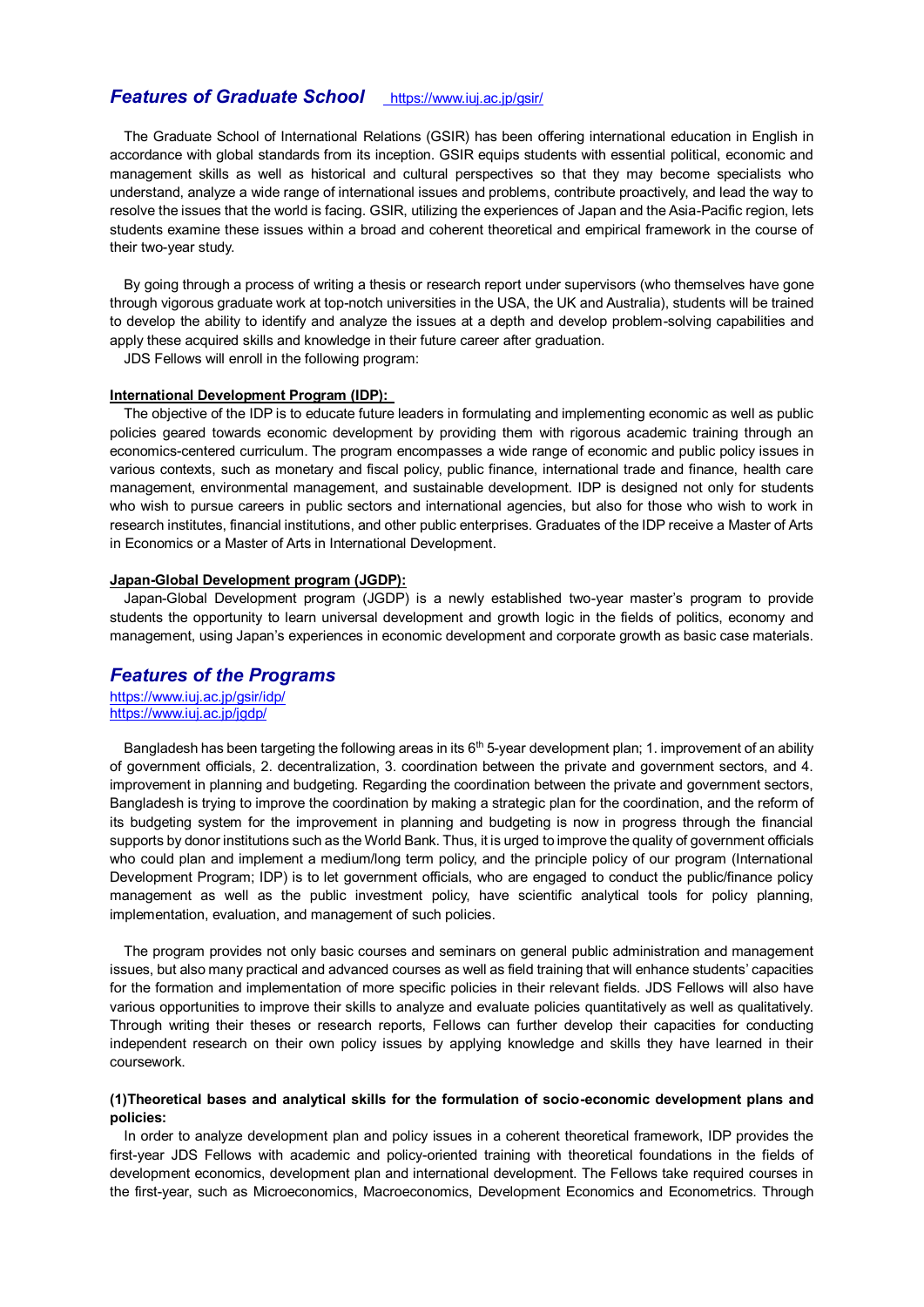## *Features of Graduate School* https://www.iuj.ac.jp/gsir/

The Graduate School of International Relations (GSIR) has been offering international education in English in accordance with global standards from its inception. GSIR equips students with essential political, economic and management skills as well as historical and cultural perspectives so that they may become specialists who understand, analyze a wide range of international issues and problems, contribute proactively, and lead the way to resolve the issues that the world is facing. GSIR, utilizing the experiences of Japan and the Asia-Pacific region, lets students examine these issues within a broad and coherent theoretical and empirical framework in the course of their two-year study.

By going through a process of writing a thesis or research report under supervisors (who themselves have gone through vigorous graduate work at top-notch universities in the USA, the UK and Australia), students will be trained to develop the ability to identify and analyze the issues at a depth and develop problem-solving capabilities and apply these acquired skills and knowledge in their future career after graduation.

JDS Fellows will enroll in the following program:

**International Development Program (IDP):**

The objective of the IDP is to educate future leaders in formulating and implementing economic as well as public policies geared towards economic development by providing them with rigorous academic training through an economics-centered curriculum. The program encompasses a wide range of economic and public policy issues in various contexts, such as monetary and fiscal policy, public finance, international trade and finance, health care management, environmental management, and sustainable development. IDP is designed not only for students who wish to pursue careers in public sectors and international agencies, but also for those who wish to work in research institutes, financial institutions, and other public enterprises. Graduates of the IDP receive a Master of Arts in Economics or a Master of Arts in International Development.

**Japan-Global Development program (JGDP):**

Japan-Global Development program (JGDP) is a newly established two-year master's program to provide students the opportunity to learn universal development and growth logic in the fields of politics, economy and management, using Japan's experiences in economic development and corporate growth as basic case materials.

## *Features of the Programs*

https://www.iuj.ac.jp/gsir/idp/
https://www.iuj.ac.jp/jgdp/

Bangladesh has been targeting the following areas in its 6th 5-year development plan; 1. improvement of an ability of government officials, 2. decentralization, 3. coordination between the private and government sectors, and 4. improvement in planning and budgeting. Regarding the coordination between the private and government sectors, Bangladesh is trying to improve the coordination by making a strategic plan for the coordination, and the reform of its budgeting system for the improvement in planning and budgeting is now in progress through the financial supports by donor institutions such as the World Bank. Thus, it is urged to improve the quality of government officials who could plan and implement a medium/long term policy, and the principle policy of our program (International Development Program; IDP) is to let government officials, who are engaged to conduct the public/finance policy management as well as the public investment policy, have scientific analytical tools for policy planning, implementation, evaluation, and management of such policies.

The program provides not only basic courses and seminars on general public administration and management issues, but also many practical and advanced courses as well as field training that will enhance students' capacities for the formation and implementation of more specific policies in their relevant fields. JDS Fellows will also have various opportunities to improve their skills to analyze and evaluate policies quantitatively as well as qualitatively. Through writing their theses or research reports, Fellows can further develop their capacities for conducting independent research on their own policy issues by applying knowledge and skills they have learned in their coursework.

**(1)Theoretical bases and analytical skills for the formulation of socio-economic development plans and policies:**

In order to analyze development plan and policy issues in a coherent theoretical framework, IDP provides the first-year JDS Fellows with academic and policy-oriented training with theoretical foundations in the fields of development economics, development plan and international development. The Fellows take required courses in the first-year, such as Microeconomics, Macroeconomics, Development Economics and Econometrics. Through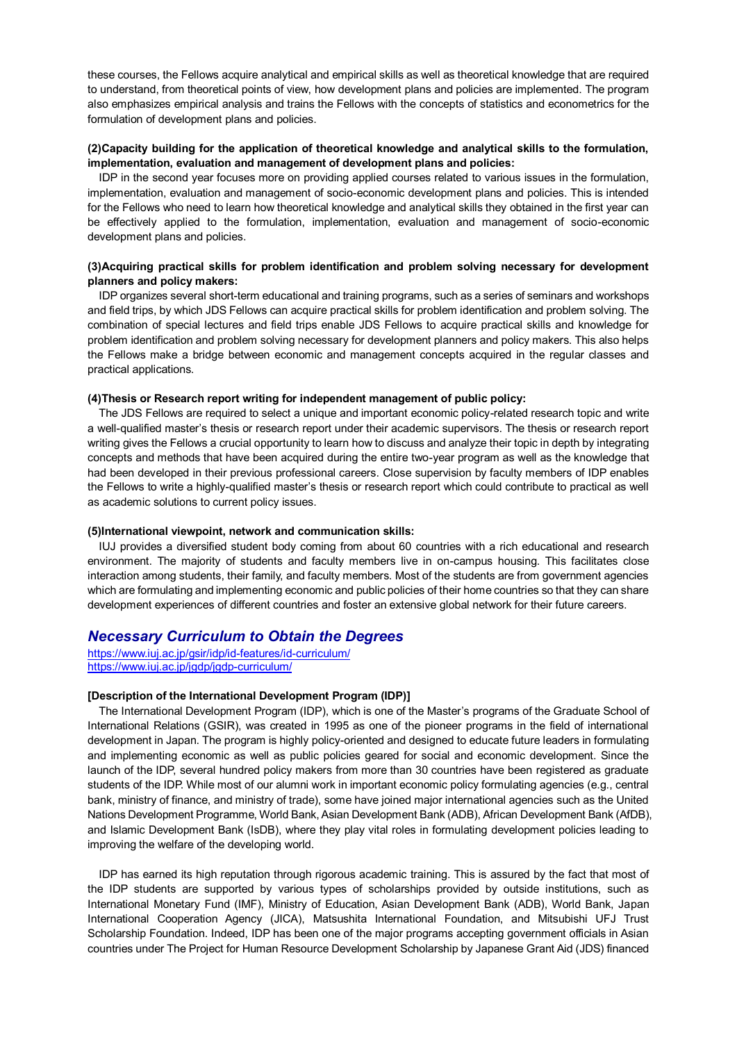these courses, the Fellows acquire analytical and empirical skills as well as theoretical knowledge that are required to understand, from theoretical points of view, how development plans and policies are implemented. The program also emphasizes empirical analysis and trains the Fellows with the concepts of statistics and econometrics for the formulation of development plans and policies.

**(2)Capacity building for the application of theoretical knowledge and analytical skills to the formulation, implementation, evaluation and management of development plans and policies:**

IDP in the second year focuses more on providing applied courses related to various issues in the formulation, implementation, evaluation and management of socio-economic development plans and policies. This is intended for the Fellows who need to learn how theoretical knowledge and analytical skills they obtained in the first year can be effectively applied to the formulation, implementation, evaluation and management of socio-economic development plans and policies.

**(3)Acquiring practical skills for problem identification and problem solving necessary for development planners and policy makers:**

IDP organizes several short-term educational and training programs, such as a series of seminars and workshops and field trips, by which JDS Fellows can acquire practical skills for problem identification and problem solving. The combination of special lectures and field trips enable JDS Fellows to acquire practical skills and knowledge for problem identification and problem solving necessary for development planners and policy makers. This also helps the Fellows make a bridge between economic and management concepts acquired in the regular classes and practical applications.

**(4)Thesis or Research report writing for independent management of public policy:**

The JDS Fellows are required to select a unique and important economic policy-related research topic and write a well-qualified master's thesis or research report under their academic supervisors. The thesis or research report writing gives the Fellows a crucial opportunity to learn how to discuss and analyze their topic in depth by integrating concepts and methods that have been acquired during the entire two-year program as well as the knowledge that had been developed in their previous professional careers. Close supervision by faculty members of IDP enables the Fellows to write a highly-qualified master's thesis or research report which could contribute to practical as well as academic solutions to current policy issues.

**(5)International viewpoint, network and communication skills:**

IUJ provides a diversified student body coming from about 60 countries with a rich educational and research environment. The majority of students and faculty members live in on-campus housing. This facilitates close interaction among students, their family, and faculty members. Most of the students are from government agencies which are formulating and implementing economic and public policies of their home countries so that they can share development experiences of different countries and foster an extensive global network for their future careers.

## *Necessary Curriculum to Obtain the Degrees*

https://www.iuj.ac.jp/gsir/idp/id-features/id-curriculum/
https://www.iuj.ac.jp/jgdp/jgdp-curriculum/

**[Description of the International Development Program (IDP)]**

The International Development Program (IDP), which is one of the Master's programs of the Graduate School of International Relations (GSIR), was created in 1995 as one of the pioneer programs in the field of international development in Japan. The program is highly policy-oriented and designed to educate future leaders in formulating and implementing economic as well as public policies geared for social and economic development. Since the launch of the IDP, several hundred policy makers from more than 30 countries have been registered as graduate students of the IDP. While most of our alumni work in important economic policy formulating agencies (e.g., central bank, ministry of finance, and ministry of trade), some have joined major international agencies such as the United Nations Development Programme, World Bank, Asian Development Bank (ADB), African Development Bank (AfDB), and Islamic Development Bank (IsDB), where they play vital roles in formulating development policies leading to improving the welfare of the developing world.

IDP has earned its high reputation through rigorous academic training. This is assured by the fact that most of the IDP students are supported by various types of scholarships provided by outside institutions, such as International Monetary Fund (IMF), Ministry of Education, Asian Development Bank (ADB), World Bank, Japan International Cooperation Agency (JICA), Matsushita International Foundation, and Mitsubishi UFJ Trust Scholarship Foundation. Indeed, IDP has been one of the major programs accepting government officials in Asian countries under The Project for Human Resource Development Scholarship by Japanese Grant Aid (JDS) financed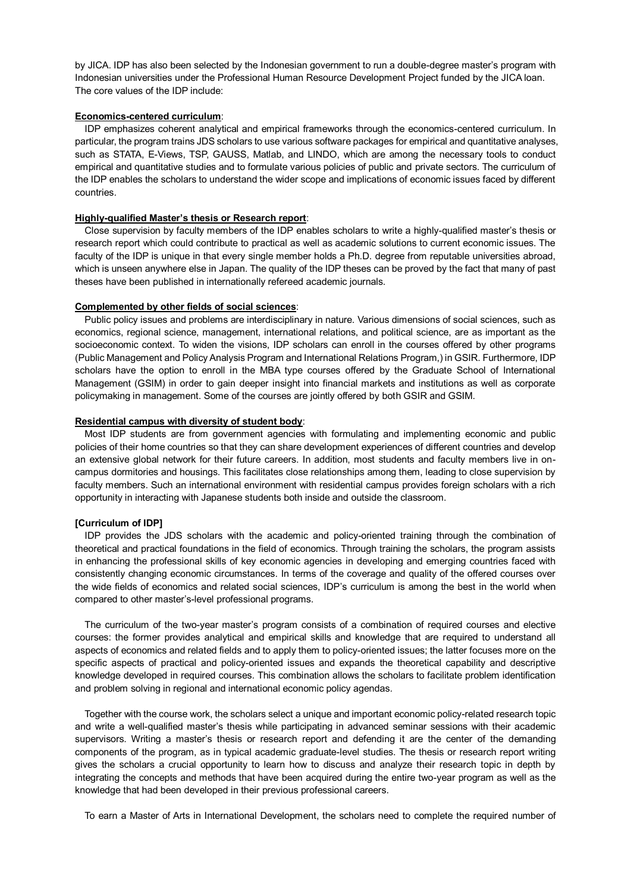by JICA. IDP has also been selected by the Indonesian government to run a double-degree master's program with Indonesian universities under the Professional Human Resource Development Project funded by the JICA loan. The core values of the IDP include:

**Economics-centered curriculum**:

IDP emphasizes coherent analytical and empirical frameworks through the economics-centered curriculum. In particular, the program trains JDS scholars to use various software packages for empirical and quantitative analyses, such as STATA, E-Views, TSP, GAUSS, Matlab, and LINDO, which are among the necessary tools to conduct empirical and quantitative studies and to formulate various policies of public and private sectors. The curriculum of the IDP enables the scholars to understand the wider scope and implications of economic issues faced by different countries.

**Highly-qualified Master's thesis or Research report**:

Close supervision by faculty members of the IDP enables scholars to write a highly-qualified master's thesis or research report which could contribute to practical as well as academic solutions to current economic issues. The faculty of the IDP is unique in that every single member holds a Ph.D. degree from reputable universities abroad, which is unseen anywhere else in Japan. The quality of the IDP theses can be proved by the fact that many of past theses have been published in internationally refereed academic journals.

**Complemented by other fields of social sciences**:

Public policy issues and problems are interdisciplinary in nature. Various dimensions of social sciences, such as economics, regional science, management, international relations, and political science, are as important as the socioeconomic context. To widen the visions, IDP scholars can enroll in the courses offered by other programs (Public Management and Policy Analysis Program and International Relations Program,) in GSIR. Furthermore, IDP scholars have the option to enroll in the MBA type courses offered by the Graduate School of International Management (GSIM) in order to gain deeper insight into financial markets and institutions as well as corporate policymaking in management. Some of the courses are jointly offered by both GSIR and GSIM.

**Residential campus with diversity of student body**:

Most IDP students are from government agencies with formulating and implementing economic and public policies of their home countries so that they can share development experiences of different countries and develop an extensive global network for their future careers. In addition, most students and faculty members live in on-campus dormitories and housings. This facilitates close relationships among them, leading to close supervision by faculty members. Such an international environment with residential campus provides foreign scholars with a rich opportunity in interacting with Japanese students both inside and outside the classroom.

**[Curriculum of IDP]**

IDP provides the JDS scholars with the academic and policy-oriented training through the combination of theoretical and practical foundations in the field of economics. Through training the scholars, the program assists in enhancing the professional skills of key economic agencies in developing and emerging countries faced with consistently changing economic circumstances. In terms of the coverage and quality of the offered courses over the wide fields of economics and related social sciences, IDP's curriculum is among the best in the world when compared to other master's-level professional programs.

The curriculum of the two-year master's program consists of a combination of required courses and elective courses: the former provides analytical and empirical skills and knowledge that are required to understand all aspects of economics and related fields and to apply them to policy-oriented issues; the latter focuses more on the specific aspects of practical and policy-oriented issues and expands the theoretical capability and descriptive knowledge developed in required courses. This combination allows the scholars to facilitate problem identification and problem solving in regional and international economic policy agendas.

Together with the course work, the scholars select a unique and important economic policy-related research topic and write a well-qualified master's thesis while participating in advanced seminar sessions with their academic supervisors. Writing a master's thesis or research report and defending it are the center of the demanding components of the program, as in typical academic graduate-level studies. The thesis or research report writing gives the scholars a crucial opportunity to learn how to discuss and analyze their research topic in depth by integrating the concepts and methods that have been acquired during the entire two-year program as well as the knowledge that had been developed in their previous professional careers.

To earn a Master of Arts in International Development, the scholars need to complete the required number of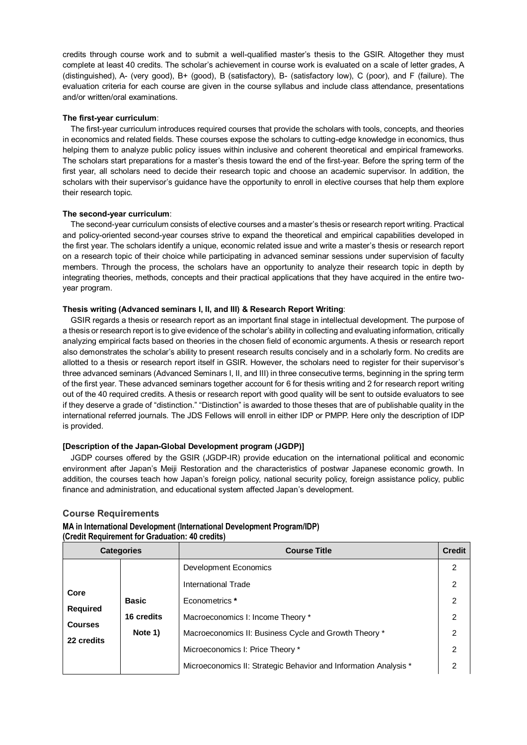credits through course work and to submit a well-qualified master's thesis to the GSIR. Altogether they must complete at least 40 credits. The scholar's achievement in course work is evaluated on a scale of letter grades, A (distinguished), A- (very good), B+ (good), B (satisfactory), B- (satisfactory low), C (poor), and F (failure). The evaluation criteria for each course are given in the course syllabus and include class attendance, presentations and/or written/oral examinations.

**The first-year curriculum**:

The first-year curriculum introduces required courses that provide the scholars with tools, concepts, and theories in economics and related fields. These courses expose the scholars to cutting-edge knowledge in economics, thus helping them to analyze public policy issues within inclusive and coherent theoretical and empirical frameworks. The scholars start preparations for a master's thesis toward the end of the first-year. Before the spring term of the first year, all scholars need to decide their research topic and choose an academic supervisor. In addition, the scholars with their supervisor's guidance have the opportunity to enroll in elective courses that help them explore their research topic.

**The second-year curriculum**:

The second-year curriculum consists of elective courses and a master's thesis or research report writing. Practical and policy-oriented second-year courses strive to expand the theoretical and empirical capabilities developed in the first year. The scholars identify a unique, economic related issue and write a master's thesis or research report on a research topic of their choice while participating in advanced seminar sessions under supervision of faculty members. Through the process, the scholars have an opportunity to analyze their research topic in depth by integrating theories, methods, concepts and their practical applications that they have acquired in the entire two-year program.

**Thesis writing (Advanced seminars I, II, and III) & Research Report Writing**:

GSIR regards a thesis or research report as an important final stage in intellectual development. The purpose of a thesis or research report is to give evidence of the scholar's ability in collecting and evaluating information, critically analyzing empirical facts based on theories in the chosen field of economic arguments. A thesis or research report also demonstrates the scholar's ability to present research results concisely and in a scholarly form. No credits are allotted to a thesis or research report itself in GSIR. However, the scholars need to register for their supervisor's three advanced seminars (Advanced Seminars I, II, and III) in three consecutive terms, beginning in the spring term of the first year. These advanced seminars together account for 6 for thesis writing and 2 for research report writing out of the 40 required credits. A thesis or research report with good quality will be sent to outside evaluators to see if they deserve a grade of "distinction." "Distinction" is awarded to those theses that are of publishable quality in the international referred journals. The JDS Fellows will enroll in either IDP or PMPP. Here only the description of IDP is provided.

**[Description of the Japan-Global Development program (JGDP)]**

JGDP courses offered by the GSIR (JGDP-IR) provide education on the international political and economic environment after Japan's Meiji Restoration and the characteristics of postwar Japanese economic growth. In addition, the courses teach how Japan's foreign policy, national security policy, foreign assistance policy, public finance and administration, and educational system affected Japan's development.

## Course Requirements

**MA in International Development (International Development Program/IDP)**
**(Credit Requirement for Graduation: 40 credits)**

| Categories | | Course Title | Credit |
|---|---|---|---|
| **Core Required Courses 22 credits** | **Basic 16 credits Note 1)** | Development Economics | 2 |
| | | International Trade | 2 |
| | | Econometrics * | 2 |
| | | Macroeconomics I: Income Theory * | 2 |
| | | Macroeconomics II: Business Cycle and Growth Theory * | 2 |
| | | Microeconomics I: Price Theory * | 2 |
| | | Microeconomics II: Strategic Behavior and Information Analysis * | 2 |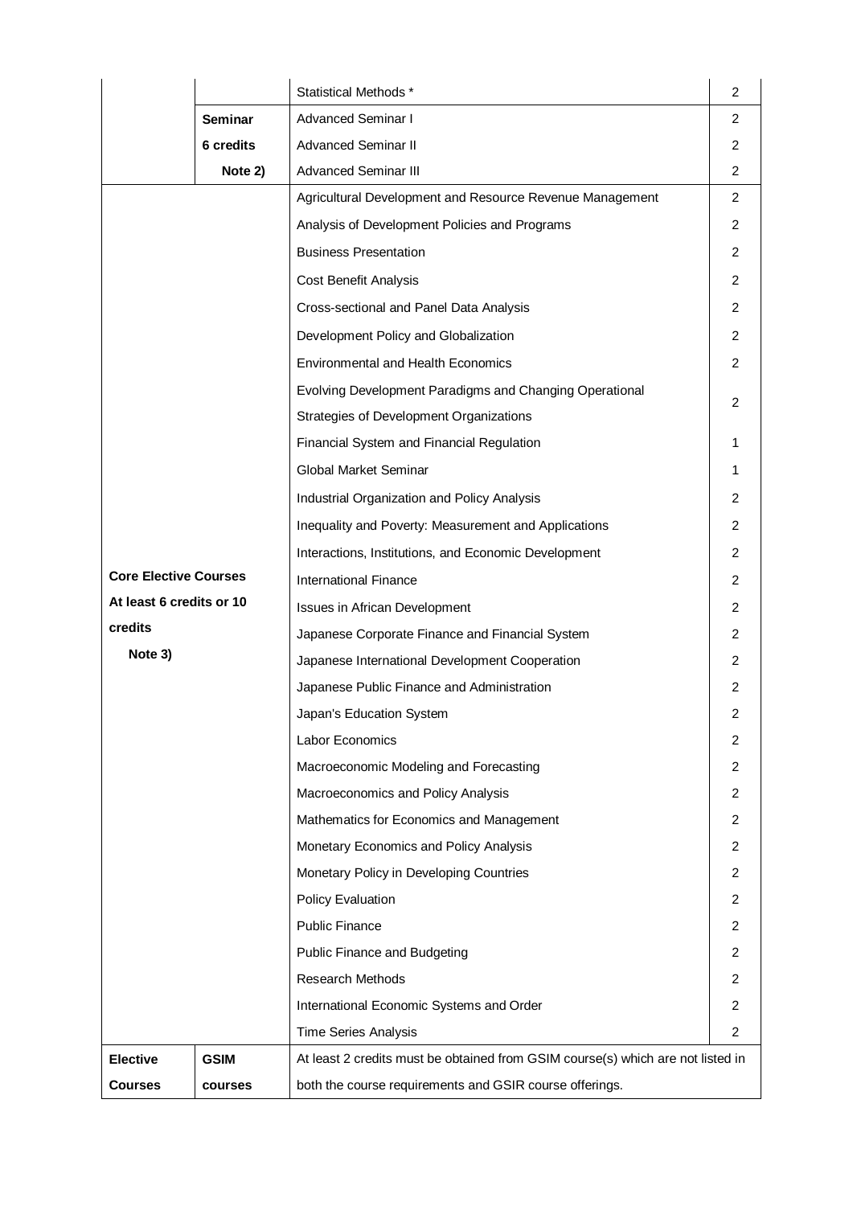| | | | |
|---|---|---|---|
| | | Statistical Methods * | 2 |
| | **Seminar 6 credits Note 2)** | Advanced Seminar I | 2 |
| | | Advanced Seminar II | 2 |
| | | Advanced Seminar III | 2 |
| **Core Elective Courses At least 6 credits or 10 credits Note 3)** | | Agricultural Development and Resource Revenue Management | 2 |
| | | Analysis of Development Policies and Programs | 2 |
| | | Business Presentation | 2 |
| | | Cost Benefit Analysis | 2 |
| | | Cross-sectional and Panel Data Analysis | 2 |
| | | Development Policy and Globalization | 2 |
| | | Environmental and Health Economics | 2 |
| | | Evolving Development Paradigms and Changing Operational Strategies of Development Organizations | 2 |
| | | Financial System and Financial Regulation | 1 |
| | | Global Market Seminar | 1 |
| | | Industrial Organization and Policy Analysis | 2 |
| | | Inequality and Poverty: Measurement and Applications | 2 |
| | | Interactions, Institutions, and Economic Development | 2 |
| | | International Finance | 2 |
| | | Issues in African Development | 2 |
| | | Japanese Corporate Finance and Financial System | 2 |
| | | Japanese International Development Cooperation | 2 |
| | | Japanese Public Finance and Administration | 2 |
| | | Japan's Education System | 2 |
| | | Labor Economics | 2 |
| | | Macroeconomic Modeling and Forecasting | 2 |
| | | Macroeconomics and Policy Analysis | 2 |
| | | Mathematics for Economics and Management | 2 |
| | | Monetary Economics and Policy Analysis | 2 |
| | | Monetary Policy in Developing Countries | 2 |
| | | Policy Evaluation | 2 |
| | | Public Finance | 2 |
| | | Public Finance and Budgeting | 2 |
| | | Research Methods | 2 |
| | | International Economic Systems and Order | 2 |
| | | Time Series Analysis | 2 |
| **Elective Courses** | **GSIM courses** | At least 2 credits must be obtained from GSIM course(s) which are not listed in both the course requirements and GSIR course offerings. | |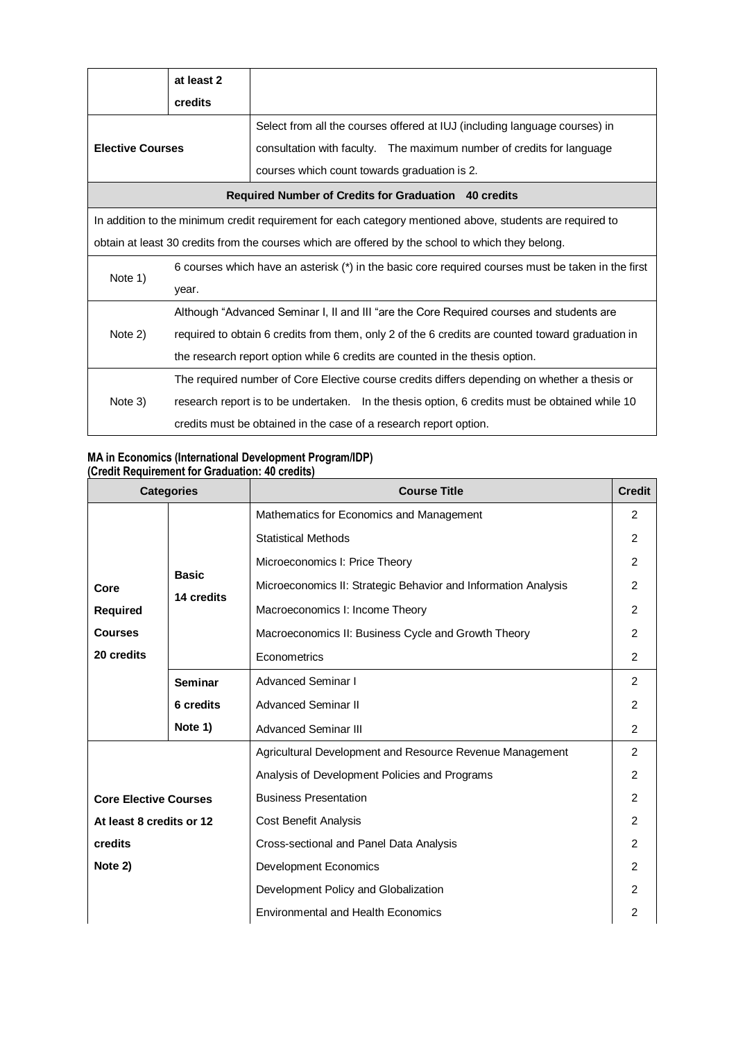| | | |
|---|---|---|
| | at least 2 credits | |
| **Elective Courses** | | Select from all the courses offered at IUJ (including language courses) in consultation with faculty. The maximum number of credits for language courses which count towards graduation is 2. |
| **Required Number of Credits for Graduation 40 credits** | | |
| In addition to the minimum credit requirement for each category mentioned above, students are required to obtain at least 30 credits from the courses which are offered by the school to which they belong. | | |
| Note 1) | 6 courses which have an asterisk (*) in the basic core required courses must be taken in the first year. | |
| Note 2) | Although "Advanced Seminar I, II and III "are the Core Required courses and students are required to obtain 6 credits from them, only 2 of the 6 credits are counted toward graduation in the research report option while 6 credits are counted in the thesis option. | |
| Note 3) | The required number of Core Elective course credits differs depending on whether a thesis or research report is to be undertaken. In the thesis option, 6 credits must be obtained while 10 credits must be obtained in the case of a research report option. | |

**MA in Economics (International Development Program/IDP)**
**(Credit Requirement for Graduation: 40 credits)**

| Categories | | Course Title | Credit |
|---|---|---|---|
| **Core Required Courses 20 credits** | **Basic 14 credits** | Mathematics for Economics and Management | 2 |
| | | Statistical Methods | 2 |
| | | Microeconomics I: Price Theory | 2 |
| | | Microeconomics II: Strategic Behavior and Information Analysis | 2 |
| | | Macroeconomics I: Income Theory | 2 |
| | | Macroeconomics II: Business Cycle and Growth Theory | 2 |
| | | Econometrics | 2 |
| | **Seminar 6 credits Note 1)** | Advanced Seminar I | 2 |
| | | Advanced Seminar II | 2 |
| | | Advanced Seminar III | 2 |
| **Core Elective Courses At least 8 credits or 12 credits Note 2)** | | Agricultural Development and Resource Revenue Management | 2 |
| | | Analysis of Development Policies and Programs | 2 |
| | | Business Presentation | 2 |
| | | Cost Benefit Analysis | 2 |
| | | Cross-sectional and Panel Data Analysis | 2 |
| | | Development Economics | 2 |
| | | Development Policy and Globalization | 2 |
| | | Environmental and Health Economics | 2 |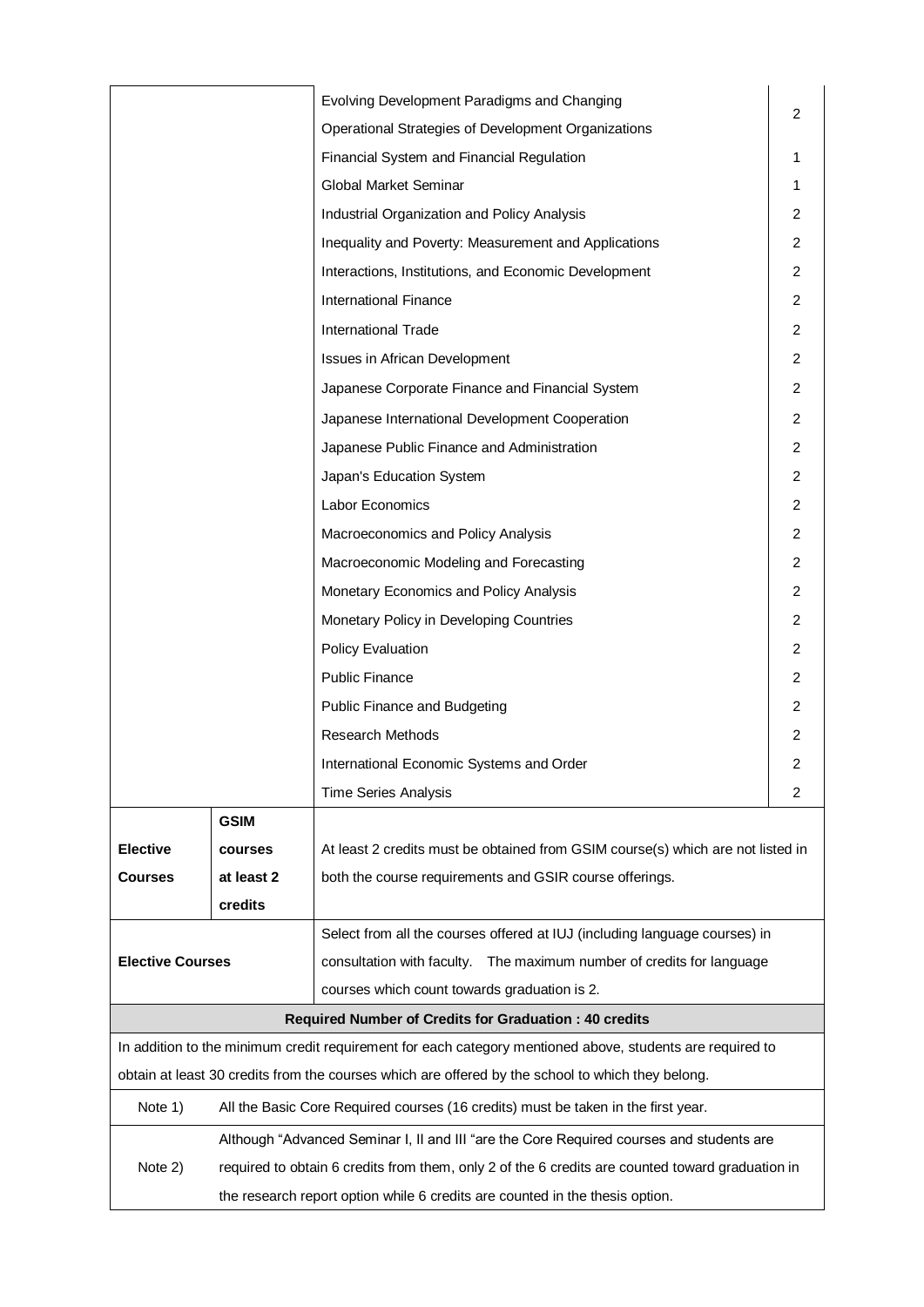| | | | |
|---|---|---|---|
| | | Evolving Development Paradigms and Changing Operational Strategies of Development Organizations | 2 |
| | | Financial System and Financial Regulation | 1 |
| | | Global Market Seminar | 1 |
| | | Industrial Organization and Policy Analysis | 2 |
| | | Inequality and Poverty: Measurement and Applications | 2 |
| | | Interactions, Institutions, and Economic Development | 2 |
| | | International Finance | 2 |
| | | International Trade | 2 |
| | | Issues in African Development | 2 |
| | | Japanese Corporate Finance and Financial System | 2 |
| | | Japanese International Development Cooperation | 2 |
| | | Japanese Public Finance and Administration | 2 |
| | | Japan's Education System | 2 |
| | | Labor Economics | 2 |
| | | Macroeconomics and Policy Analysis | 2 |
| | | Macroeconomic Modeling and Forecasting | 2 |
| | | Monetary Economics and Policy Analysis | 2 |
| | | Monetary Policy in Developing Countries | 2 |
| | | Policy Evaluation | 2 |
| | | Public Finance | 2 |
| | | Public Finance and Budgeting | 2 |
| | | Research Methods | 2 |
| | | International Economic Systems and Order | 2 |
| | | Time Series Analysis | 2 |
| **Elective Courses** | **GSIM courses at least 2 credits** | At least 2 credits must be obtained from GSIM course(s) which are not listed in both the course requirements and GSIR course offerings. | |
| **Elective Courses** | | Select from all the courses offered at IUJ (including language courses) in consultation with faculty. The maximum number of credits for language courses which count towards graduation is 2. | |
| **Required Number of Credits for Graduation : 40 credits** | | | |
| In addition to the minimum credit requirement for each category mentioned above, students are required to obtain at least 30 credits from the courses which are offered by the school to which they belong. | | | |
| Note 1) | All the Basic Core Required courses (16 credits) must be taken in the first year. | | |
| Note 2) | Although "Advanced Seminar I, II and III "are the Core Required courses and students are required to obtain 6 credits from them, only 2 of the 6 credits are counted toward graduation in the research report option while 6 credits are counted in the thesis option. | | |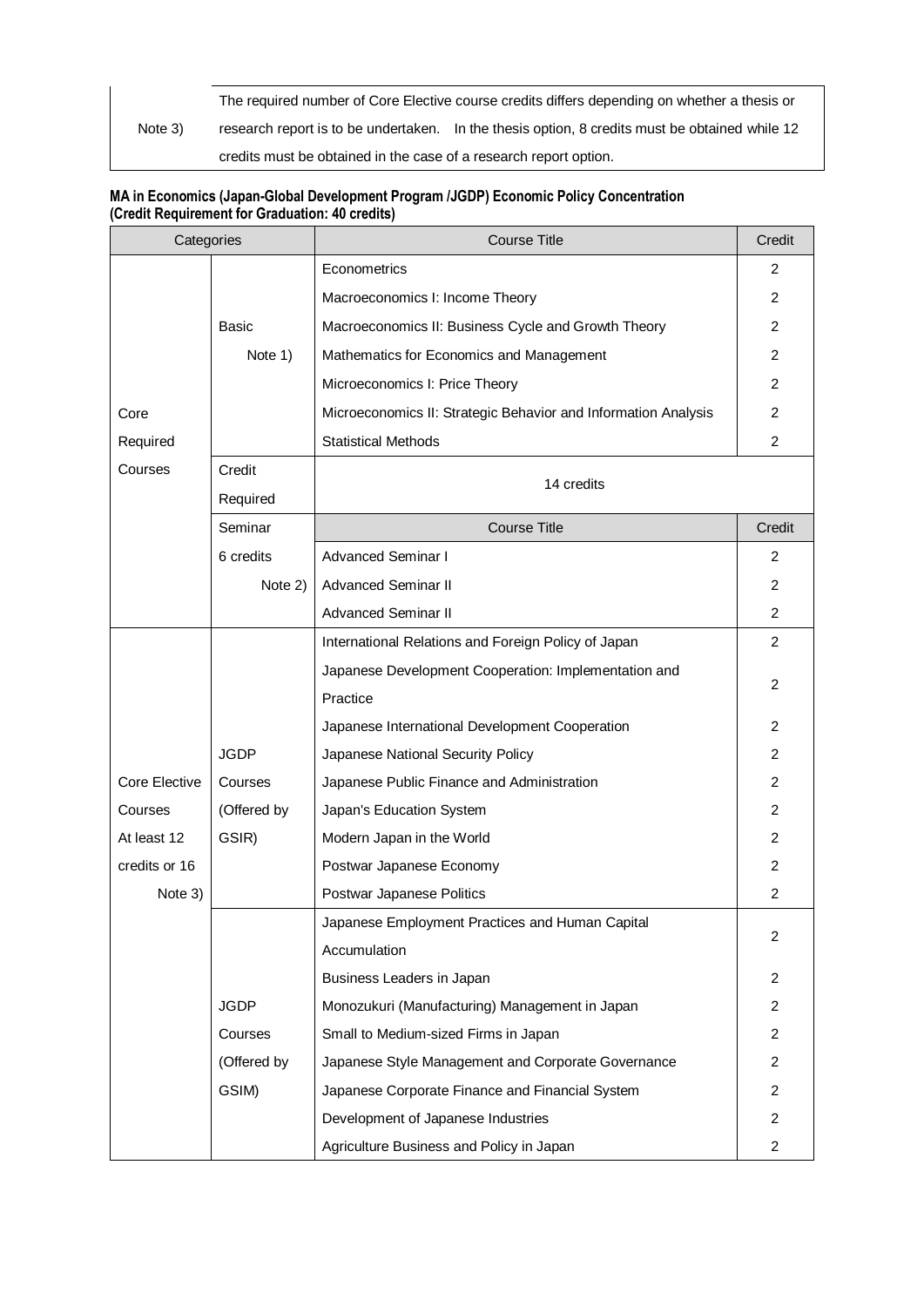| Note 3) | The required number of Core Elective course credits differs depending on whether a thesis or research report is to be undertaken. In the thesis option, 8 credits must be obtained while 12 credits must be obtained in the case of a research report option. |
|---|---|

**MA in Economics (Japan-Global Development Program /JGDP) Economic Policy Concentration (Credit Requirement for Graduation: 40 credits)**

| Categories | | Course Title | Credit |
|---|---|---|---|
| Core Required Courses | Basic Note 1) | Econometrics | 2 |
| | | Macroeconomics I: Income Theory | 2 |
| | | Macroeconomics II: Business Cycle and Growth Theory | 2 |
| | | Mathematics for Economics and Management | 2 |
| | | Microeconomics I: Price Theory | 2 |
| | | Microeconomics II: Strategic Behavior and Information Analysis | 2 |
| | | Statistical Methods | 2 |
| | Credit Required | 14 credits | |
| | Seminar 6 credits Note 2) | Course Title | Credit |
| | | Advanced Seminar I | 2 |
| | | Advanced Seminar II | 2 |
| | | Advanced Seminar II | 2 |
| Core Elective Courses At least 12 credits or 16 Note 3) | JGDP Courses (Offered by GSIR) | International Relations and Foreign Policy of Japan | 2 |
| | | Japanese Development Cooperation: Implementation and Practice | 2 |
| | | Japanese International Development Cooperation | 2 |
| | | Japanese National Security Policy | 2 |
| | | Japanese Public Finance and Administration | 2 |
| | | Japan's Education System | 2 |
| | | Modern Japan in the World | 2 |
| | | Postwar Japanese Economy | 2 |
| | | Postwar Japanese Politics | 2 |
| | JGDP Courses (Offered by GSIM) | Japanese Employment Practices and Human Capital Accumulation | 2 |
| | | Business Leaders in Japan | 2 |
| | | Monozukuri (Manufacturing) Management in Japan | 2 |
| | | Small to Medium-sized Firms in Japan | 2 |
| | | Japanese Style Management and Corporate Governance | 2 |
| | | Japanese Corporate Finance and Financial System | 2 |
| | | Development of Japanese Industries | 2 |
| | | Agriculture Business and Policy in Japan | 2 |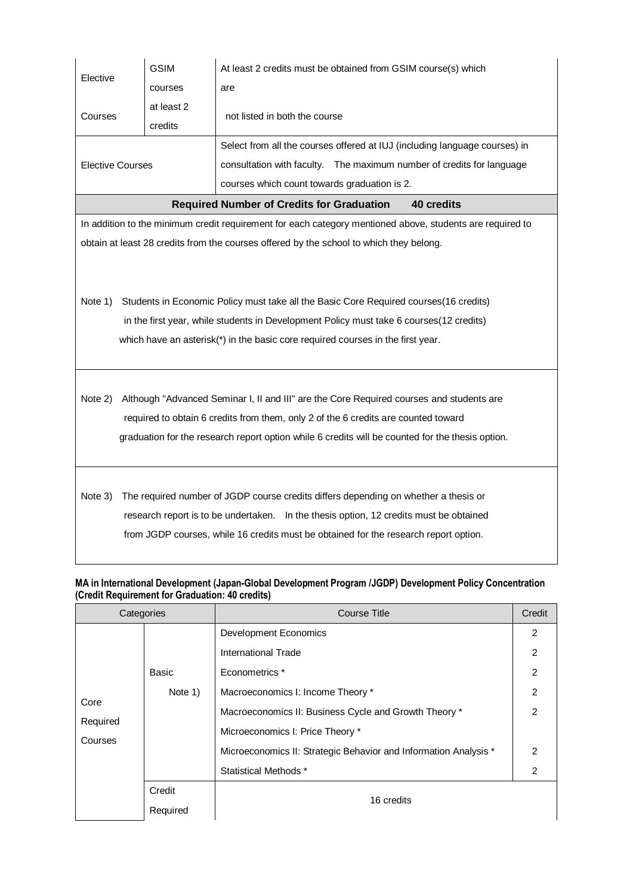| Elective Courses | GSIM courses at least 2 credits | At least 2 credits must be obtained from GSIM course(s) which are not listed in both the course |
|---|---|---|
| Elective Courses | | Select from all the courses offered at IUJ (including language courses) in consultation with faculty. The maximum number of credits for language courses which count towards graduation is 2. |
| **Required Number of Credits for Graduation 40 credits** | | |

In addition to the minimum credit requirement for each category mentioned above, students are required to obtain at least 28 credits from the courses offered by the school to which they belong.

Note 1) Students in Economic Policy must take all the Basic Core Required courses(16 credits) in the first year, while students in Development Policy must take 6 courses(12 credits) which have an asterisk(*) in the basic core required courses in the first year.

Note 2) Although "Advanced Seminar I, II and III" are the Core Required courses and students are required to obtain 6 credits from them, only 2 of the 6 credits are counted toward graduation for the research report option while 6 credits will be counted for the thesis option.

Note 3) The required number of JGDP course credits differs depending on whether a thesis or research report is to be undertaken. In the thesis option, 12 credits must be obtained from JGDP courses, while 16 credits must be obtained for the research report option.

**MA in International Development (Japan-Global Development Program /JGDP) Development Policy Concentration (Credit Requirement for Graduation: 40 credits)**

| Categories | | Course Title | Credit |
|---|---|---|---|
| Core Required Courses | Basic Note 1) | Development Economics | 2 |
| | | International Trade | 2 |
| | | Econometrics * | 2 |
| | | Macroeconomics I: Income Theory * | 2 |
| | | Macroeconomics II: Business Cycle and Growth Theory * | 2 |
| | | Microeconomics I: Price Theory * | |
| | | Microeconomics II: Strategic Behavior and Information Analysis * | 2 |
| | | Statistical Methods * | 2 |
| | Credit Required | 16 credits | |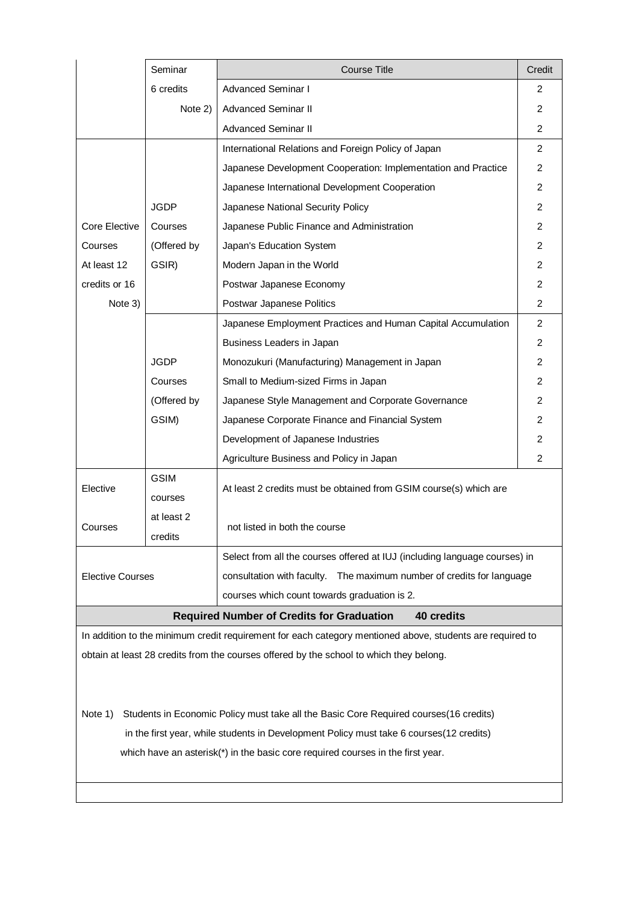| | Seminar 6 credits Note 2) | Course Title | Credit |
|---|---|---|---|
| | | Advanced Seminar I | 2 |
| | | Advanced Seminar II | 2 |
| | | Advanced Seminar II | 2 |
| Core Elective Courses At least 12 credits or 16 Note 3) | JGDP Courses (Offered by GSIR) | International Relations and Foreign Policy of Japan | 2 |
| | | Japanese Development Cooperation: Implementation and Practice | 2 |
| | | Japanese International Development Cooperation | 2 |
| | | Japanese National Security Policy | 2 |
| | | Japanese Public Finance and Administration | 2 |
| | | Japan's Education System | 2 |
| | | Modern Japan in the World | 2 |
| | | Postwar Japanese Economy | 2 |
| | | Postwar Japanese Politics | 2 |
| | JGDP Courses (Offered by GSIM) | Japanese Employment Practices and Human Capital Accumulation | 2 |
| | | Business Leaders in Japan | 2 |
| | | Monozukuri (Manufacturing) Management in Japan | 2 |
| | | Small to Medium-sized Firms in Japan | 2 |
| | | Japanese Style Management and Corporate Governance | 2 |
| | | Japanese Corporate Finance and Financial System | 2 |
| | | Development of Japanese Industries | 2 |
| | | Agriculture Business and Policy in Japan | 2 |
| Elective Courses | GSIM courses at least 2 credits | At least 2 credits must be obtained from GSIM course(s) which are not listed in both the course | |
| Elective Courses | | Select from all the courses offered at IUJ (including language courses) in consultation with faculty. The maximum number of credits for language courses which count towards graduation is 2. | |
| **Required Number of Credits for Graduation 40 credits** | | | |

In addition to the minimum credit requirement for each category mentioned above, students are required to obtain at least 28 credits from the courses offered by the school to which they belong.

Note 1) Students in Economic Policy must take all the Basic Core Required courses(16 credits) in the first year, while students in Development Policy must take 6 courses(12 credits) which have an asterisk(*) in the basic core required courses in the first year.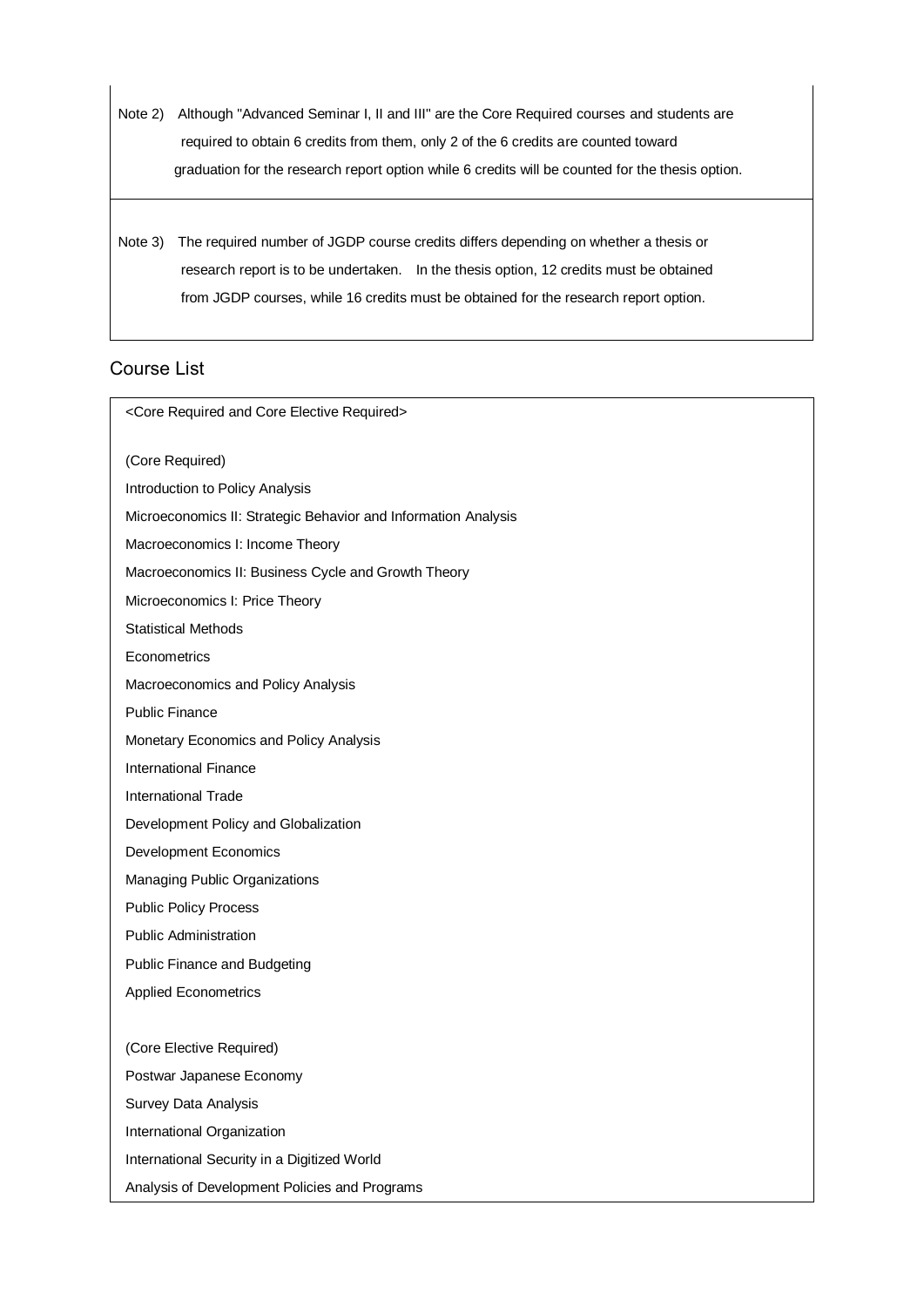Note 2) Although "Advanced Seminar I, II and III" are the Core Required courses and students are required to obtain 6 credits from them, only 2 of the 6 credits are counted toward graduation for the research report option while 6 credits will be counted for the thesis option.

Note 3) The required number of JGDP course credits differs depending on whether a thesis or research report is to be undertaken. In the thesis option, 12 credits must be obtained from JGDP courses, while 16 credits must be obtained for the research report option.

## Course List

<Core Required and Core Elective Required>

(Core Required)

Introduction to Policy Analysis

Microeconomics II: Strategic Behavior and Information Analysis

Macroeconomics I: Income Theory

Macroeconomics II: Business Cycle and Growth Theory

Microeconomics I: Price Theory

Statistical Methods

Econometrics

Macroeconomics and Policy Analysis

Public Finance

Monetary Economics and Policy Analysis

International Finance

International Trade

Development Policy and Globalization

Development Economics

Managing Public Organizations

Public Policy Process

Public Administration

Public Finance and Budgeting

Applied Econometrics

(Core Elective Required)

Postwar Japanese Economy

Survey Data Analysis

International Organization

International Security in a Digitized World

Analysis of Development Policies and Programs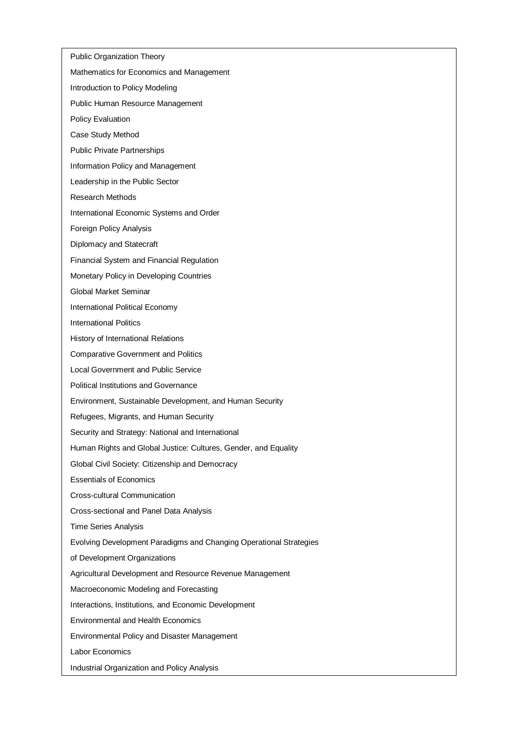Public Organization Theory

Mathematics for Economics and Management

Introduction to Policy Modeling

Public Human Resource Management

Policy Evaluation

Case Study Method

Public Private Partnerships

Information Policy and Management

Leadership in the Public Sector

Research Methods

International Economic Systems and Order

Foreign Policy Analysis

Diplomacy and Statecraft

Financial System and Financial Regulation

Monetary Policy in Developing Countries

Global Market Seminar

International Political Economy

International Politics

History of International Relations

Comparative Government and Politics

Local Government and Public Service

Political Institutions and Governance

Environment, Sustainable Development, and Human Security

Refugees, Migrants, and Human Security

Security and Strategy: National and International

Human Rights and Global Justice: Cultures, Gender, and Equality

Global Civil Society: Citizenship and Democracy

Essentials of Economics

Cross-cultural Communication

Cross-sectional and Panel Data Analysis

Time Series Analysis

Evolving Development Paradigms and Changing Operational Strategies of Development Organizations

Agricultural Development and Resource Revenue Management

Macroeconomic Modeling and Forecasting

Interactions, Institutions, and Economic Development

Environmental and Health Economics

Environmental Policy and Disaster Management

Labor Economics

Industrial Organization and Policy Analysis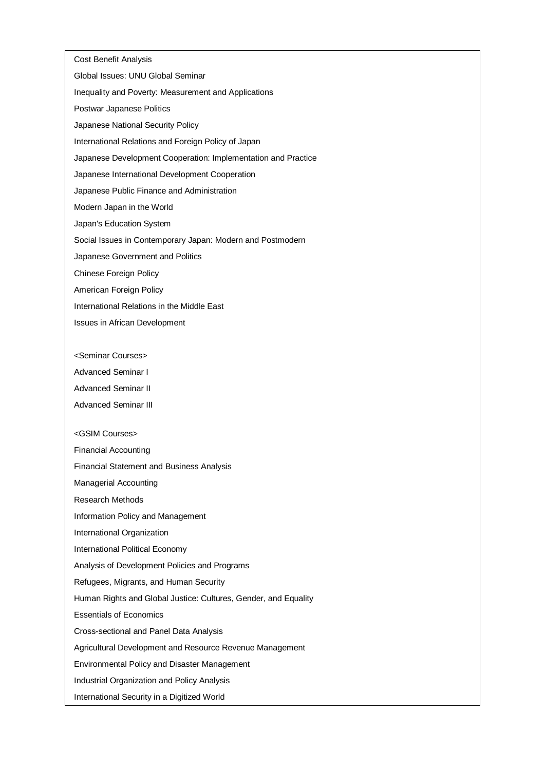Cost Benefit Analysis

Global Issues: UNU Global Seminar

Inequality and Poverty: Measurement and Applications

Postwar Japanese Politics

Japanese National Security Policy

International Relations and Foreign Policy of Japan

Japanese Development Cooperation: Implementation and Practice

Japanese International Development Cooperation

Japanese Public Finance and Administration

Modern Japan in the World

Japan's Education System

Social Issues in Contemporary Japan: Modern and Postmodern

Japanese Government and Politics

Chinese Foreign Policy

American Foreign Policy

International Relations in the Middle East

Issues in African Development

<Seminar Courses>

Advanced Seminar I

Advanced Seminar II

Advanced Seminar III

<GSIM Courses>

Financial Accounting

Financial Statement and Business Analysis

Managerial Accounting

Research Methods

Information Policy and Management

International Organization

International Political Economy

Analysis of Development Policies and Programs

Refugees, Migrants, and Human Security

Human Rights and Global Justice: Cultures, Gender, and Equality

Essentials of Economics

Cross-sectional and Panel Data Analysis

Agricultural Development and Resource Revenue Management

Environmental Policy and Disaster Management

Industrial Organization and Policy Analysis

International Security in a Digitized World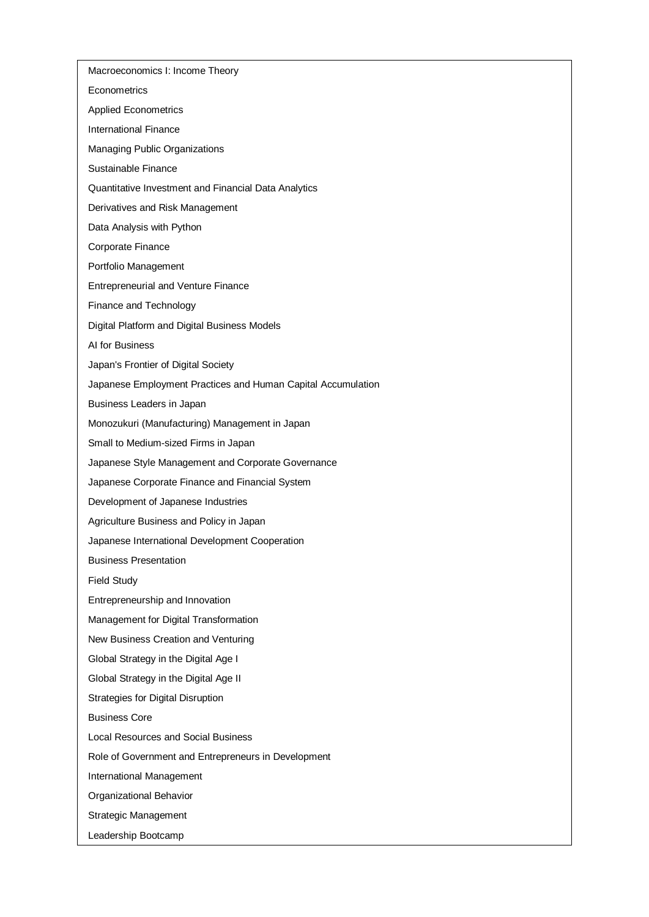| |
|---|
| Macroeconomics I: Income Theory |
| Econometrics |
| Applied Econometrics |
| International Finance |
| Managing Public Organizations |
| Sustainable Finance |
| Quantitative Investment and Financial Data Analytics |
| Derivatives and Risk Management |
| Data Analysis with Python |
| Corporate Finance |
| Portfolio Management |
| Entrepreneurial and Venture Finance |
| Finance and Technology |
| Digital Platform and Digital Business Models |
| AI for Business |
| Japan's Frontier of Digital Society |
| Japanese Employment Practices and Human Capital Accumulation |
| Business Leaders in Japan |
| Monozukuri (Manufacturing) Management in Japan |
| Small to Medium-sized Firms in Japan |
| Japanese Style Management and Corporate Governance |
| Japanese Corporate Finance and Financial System |
| Development of Japanese Industries |
| Agriculture Business and Policy in Japan |
| Japanese International Development Cooperation |
| Business Presentation |
| Field Study |
| Entrepreneurship and Innovation |
| Management for Digital Transformation |
| New Business Creation and Venturing |
| Global Strategy in the Digital Age I |
| Global Strategy in the Digital Age II |
| Strategies for Digital Disruption |
| Business Core |
| Local Resources and Social Business |
| Role of Government and Entrepreneurs in Development |
| International Management |
| Organizational Behavior |
| Strategic Management |
| Leadership Bootcamp |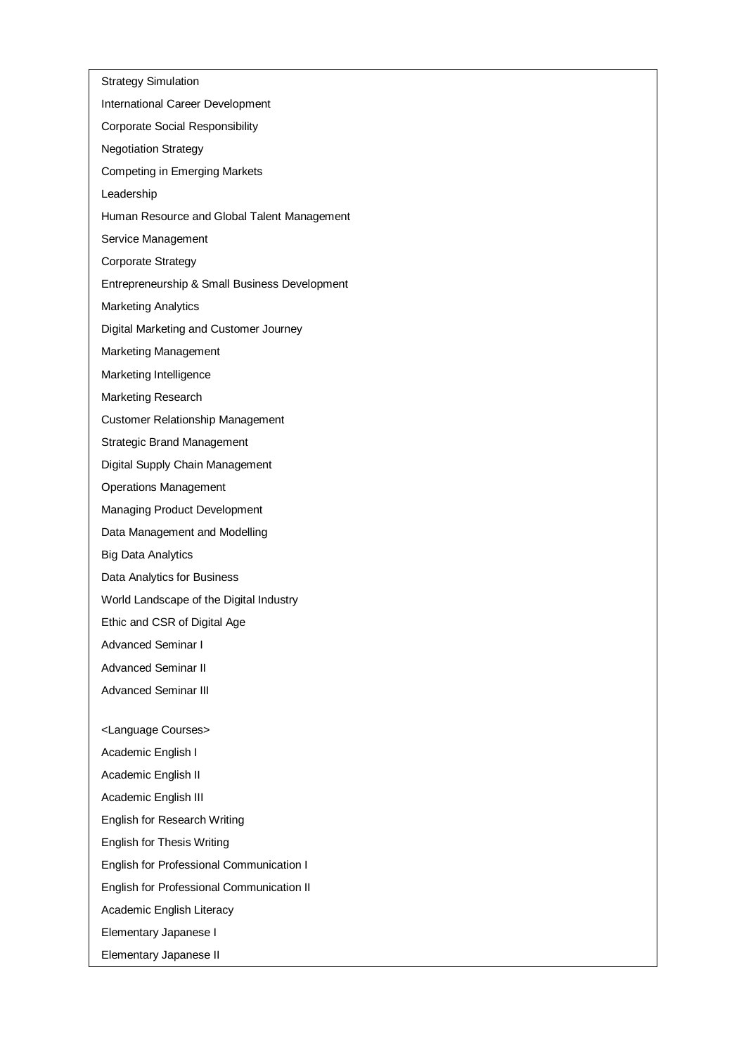Strategy Simulation

International Career Development

Corporate Social Responsibility

Negotiation Strategy

Competing in Emerging Markets

Leadership

Human Resource and Global Talent Management

Service Management

Corporate Strategy

Entrepreneurship & Small Business Development

Marketing Analytics

Digital Marketing and Customer Journey

Marketing Management

Marketing Intelligence

Marketing Research

Customer Relationship Management

Strategic Brand Management

Digital Supply Chain Management

Operations Management

Managing Product Development

Data Management and Modelling

Big Data Analytics

Data Analytics for Business

World Landscape of the Digital Industry

Ethic and CSR of Digital Age

Advanced Seminar I

Advanced Seminar II

Advanced Seminar III

<Language Courses>

Academic English I

Academic English II

Academic English III

English for Research Writing

English for Thesis Writing

English for Professional Communication I

English for Professional Communication II

Academic English Literacy

Elementary Japanese I

Elementary Japanese II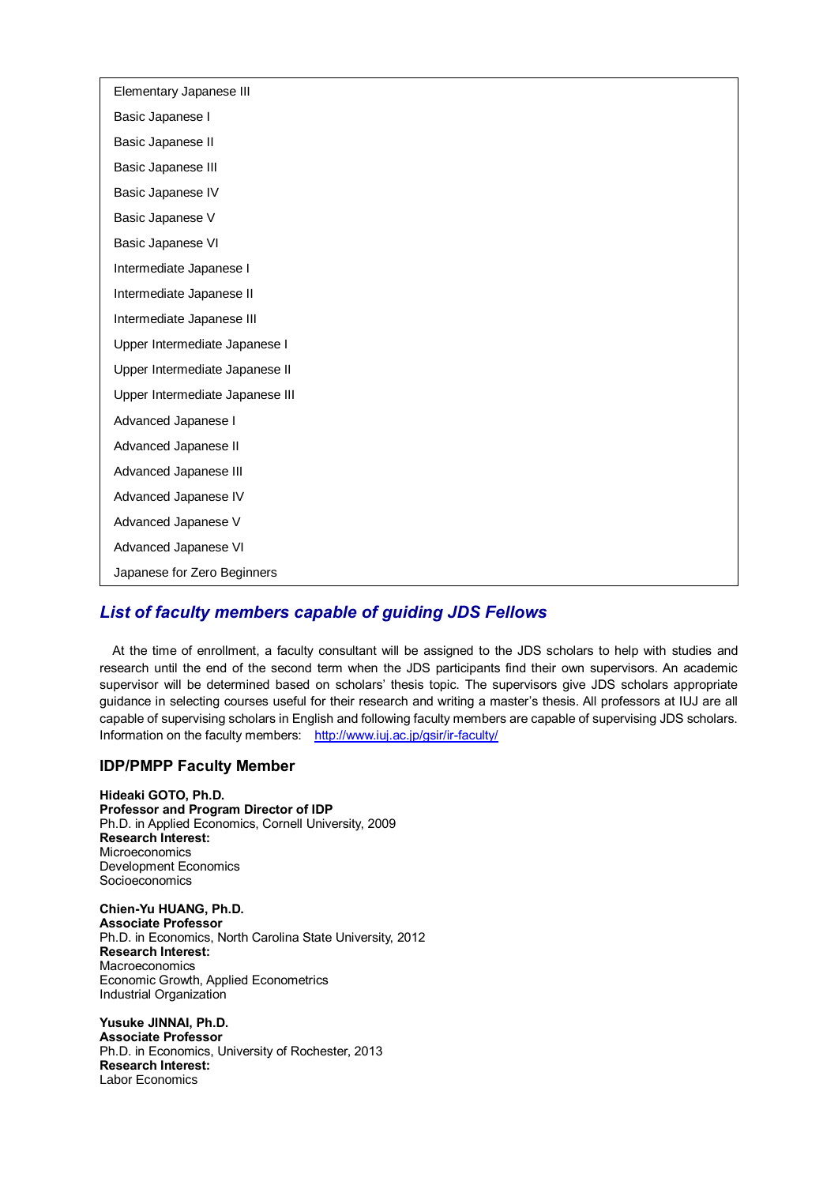| Elementary Japanese III |
| --- |
| Basic Japanese I |
| Basic Japanese II |
| Basic Japanese III |
| Basic Japanese IV |
| Basic Japanese V |
| Basic Japanese VI |
| Intermediate Japanese I |
| Intermediate Japanese II |
| Intermediate Japanese III |
| Upper Intermediate Japanese I |
| Upper Intermediate Japanese II |
| Upper Intermediate Japanese III |
| Advanced Japanese I |
| Advanced Japanese II |
| Advanced Japanese III |
| Advanced Japanese IV |
| Advanced Japanese V |
| Advanced Japanese VI |
| Japanese for Zero Beginners |

## *List of faculty members capable of guiding JDS Fellows*

At the time of enrollment, a faculty consultant will be assigned to the JDS scholars to help with studies and research until the end of the second term when the JDS participants find their own supervisors. An academic supervisor will be determined based on scholars' thesis topic. The supervisors give JDS scholars appropriate guidance in selecting courses useful for their research and writing a master's thesis. All professors at IUJ are all capable of supervising scholars in English and following faculty members are capable of supervising JDS scholars. Information on the faculty members: http://www.iuj.ac.jp/gsir/ir-faculty/

### IDP/PMPP Faculty Member

**Hideaki GOTO, Ph.D.**
**Professor and Program Director of IDP**
Ph.D. in Applied Economics, Cornell University, 2009
**Research Interest:**
Microeconomics
Development Economics
Socioeconomics

**Chien-Yu HUANG, Ph.D.**
**Associate Professor**
Ph.D. in Economics, North Carolina State University, 2012
**Research Interest:**
Macroeconomics
Economic Growth, Applied Econometrics
Industrial Organization

**Yusuke JINNAI, Ph.D.**
**Associate Professor**
Ph.D. in Economics, University of Rochester, 2013
**Research Interest:**
Labor Economics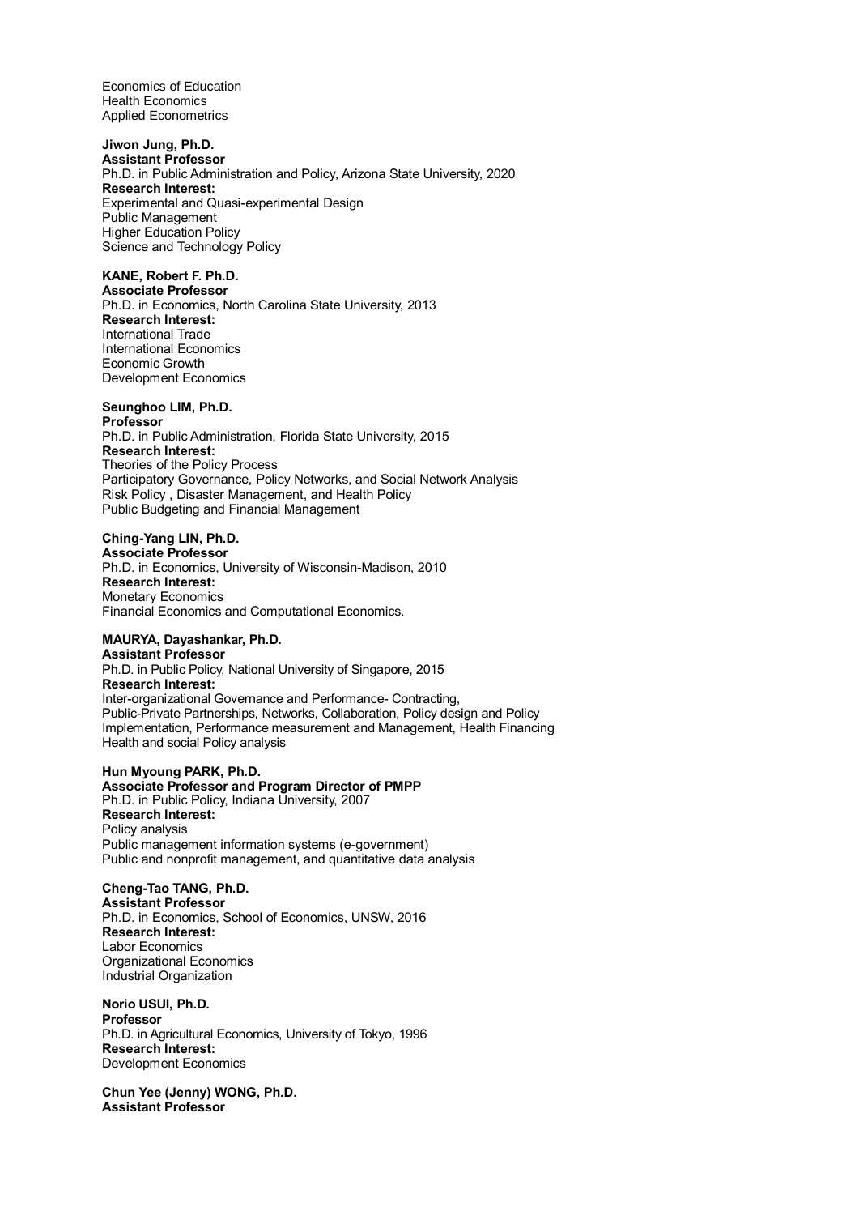Economics of Education
Health Economics
Applied Econometrics

**Jiwon Jung, Ph.D.**
**Assistant Professor**
Ph.D. in Public Administration and Policy, Arizona State University, 2020
**Research Interest:**
Experimental and Quasi-experimental Design
Public Management
Higher Education Policy
Science and Technology Policy

**KANE, Robert F. Ph.D.**
**Associate Professor**
Ph.D. in Economics, North Carolina State University, 2013
**Research Interest:**
International Trade
International Economics
Economic Growth
Development Economics

**Seunghoo LIM, Ph.D.**
**Professor**
Ph.D. in Public Administration, Florida State University, 2015
**Research Interest:**
Theories of the Policy Process
Participatory Governance, Policy Networks, and Social Network Analysis
Risk Policy , Disaster Management, and Health Policy
Public Budgeting and Financial Management

**Ching-Yang LIN, Ph.D.**
**Associate Professor**
Ph.D. in Economics, University of Wisconsin-Madison, 2010
**Research Interest:**
Monetary Economics
Financial Economics and Computational Economics.

**MAURYA, Dayashankar, Ph.D.**
**Assistant Professor**
Ph.D. in Public Policy, National University of Singapore, 2015
**Research Interest:**
Inter-organizational Governance and Performance- Contracting,
Public-Private Partnerships, Networks, Collaboration, Policy design and Policy
Implementation, Performance measurement and Management, Health Financing
Health and social Policy analysis

**Hun Myoung PARK, Ph.D.**
**Associate Professor and Program Director of PMPP**
Ph.D. in Public Policy, Indiana University, 2007
**Research Interest:**
Policy analysis
Public management information systems (e-government)
Public and nonprofit management, and quantitative data analysis

**Cheng-Tao TANG, Ph.D.**
**Assistant Professor**
Ph.D. in Economics, School of Economics, UNSW, 2016
**Research Interest:**
Labor Economics
Organizational Economics
Industrial Organization

**Norio USUI, Ph.D.**
**Professor**
Ph.D. in Agricultural Economics, University of Tokyo, 1996
**Research Interest:**
Development Economics

**Chun Yee (Jenny) WONG, Ph.D.**
**Assistant Professor**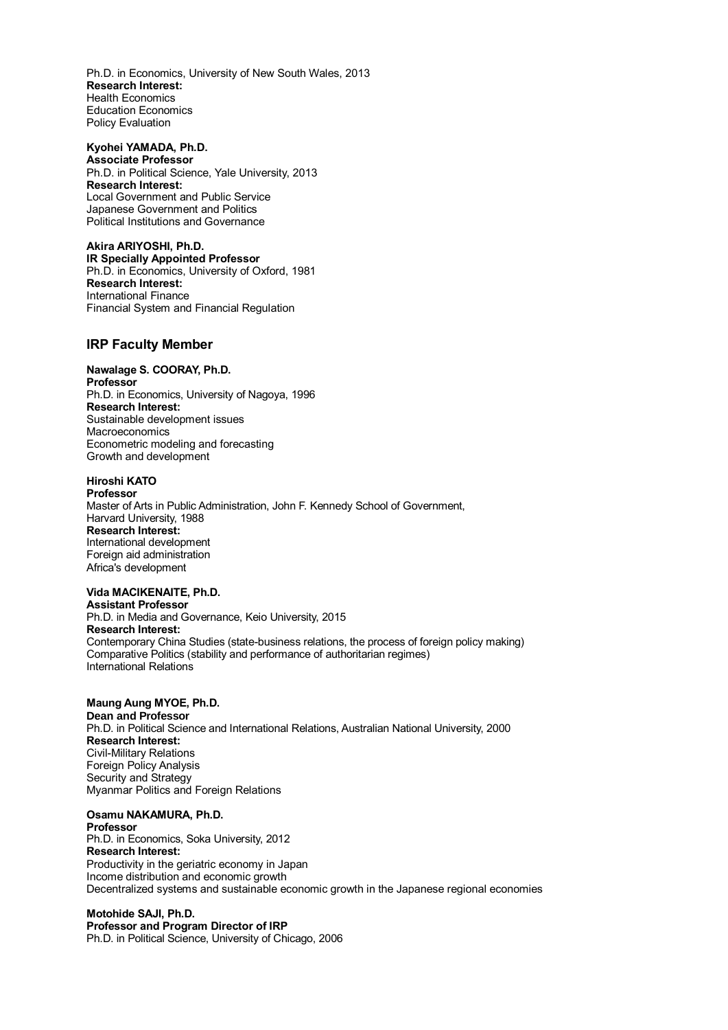Ph.D. in Economics, University of New South Wales, 2013
**Research Interest:**
Health Economics
Education Economics
Policy Evaluation

**Kyohei YAMADA, Ph.D.**
**Associate Professor**
Ph.D. in Political Science, Yale University, 2013
**Research Interest:**
Local Government and Public Service
Japanese Government and Politics
Political Institutions and Governance

**Akira ARIYOSHI, Ph.D.**
**IR Specially Appointed Professor**
Ph.D. in Economics, University of Oxford, 1981
**Research Interest:**
International Finance
Financial System and Financial Regulation

## IRP Faculty Member

**Nawalage S. COORAY, Ph.D.**
**Professor**
Ph.D. in Economics, University of Nagoya, 1996
**Research Interest:**
Sustainable development issues
Macroeconomics
Econometric modeling and forecasting
Growth and development

**Hiroshi KATO**
**Professor**
Master of Arts in Public Administration, John F. Kennedy School of Government, Harvard University, 1988
**Research Interest:**
International development
Foreign aid administration
Africa's development

**Vida MACIKENAITE, Ph.D.**
**Assistant Professor**
Ph.D. in Media and Governance, Keio University, 2015
**Research Interest:**
Contemporary China Studies (state-business relations, the process of foreign policy making)
Comparative Politics (stability and performance of authoritarian regimes)
International Relations

**Maung Aung MYOE, Ph.D.**
**Dean and Professor**
Ph.D. in Political Science and International Relations, Australian National University, 2000
**Research Interest:**
Civil-Military Relations
Foreign Policy Analysis
Security and Strategy
Myanmar Politics and Foreign Relations

**Osamu NAKAMURA, Ph.D.**
**Professor**
Ph.D. in Economics, Soka University, 2012
**Research Interest:**
Productivity in the geriatric economy in Japan
Income distribution and economic growth
Decentralized systems and sustainable economic growth in the Japanese regional economies

**Motohide SAJI, Ph.D.**
**Professor and Program Director of IRP**
Ph.D. in Political Science, University of Chicago, 2006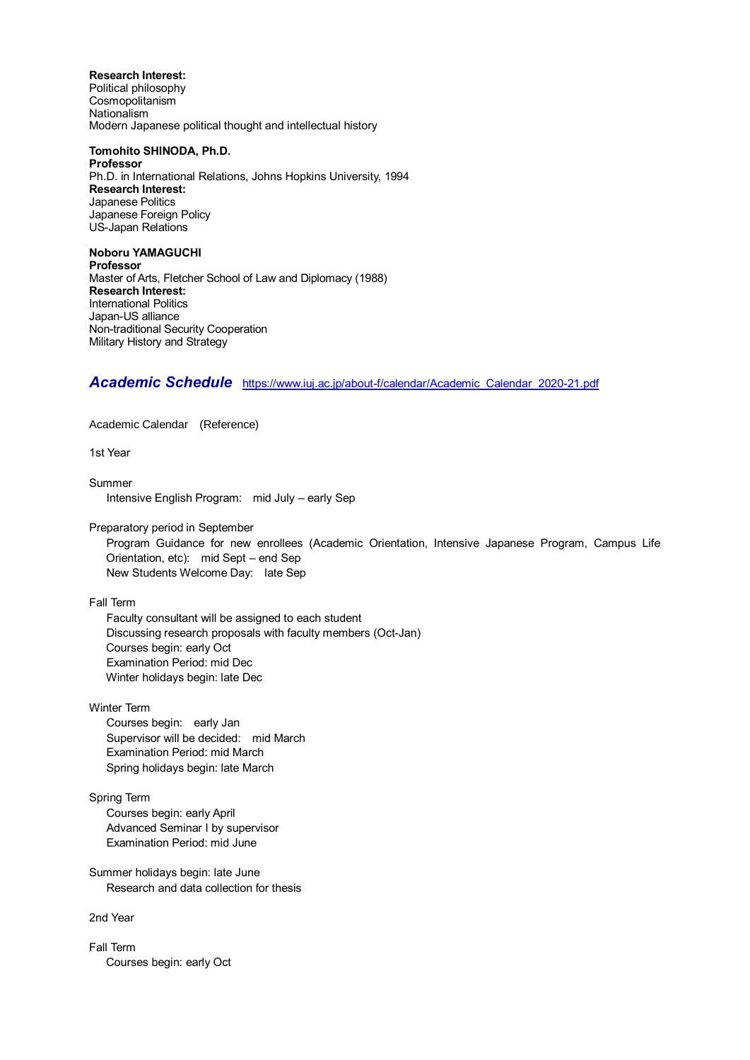**Research Interest:**
Political philosophy
Cosmopolitanism
Nationalism
Modern Japanese political thought and intellectual history

**Tomohito SHINODA, Ph.D.**
**Professor**
Ph.D. in International Relations, Johns Hopkins University, 1994
**Research Interest:**
Japanese Politics
Japanese Foreign Policy
US-Japan Relations

**Noboru YAMAGUCHI**
**Professor**
Master of Arts, Fletcher School of Law and Diplomacy (1988)
**Research Interest:**
International Politics
Japan-US alliance
Non-traditional Security Cooperation
Military History and Strategy

## *Academic Schedule* [https://www.iuj.ac.jp/about-f/calendar/Academic_Calendar_2020-21.pdf](https://www.iuj.ac.jp/about-f/calendar/Academic_Calendar_2020-21.pdf)

Academic Calendar (Reference)

1st Year

Summer
- Intensive English Program: mid July – early Sep

Preparatory period in September
- Program Guidance for new enrollees (Academic Orientation, Intensive Japanese Program, Campus Life Orientation, etc): mid Sept – end Sep
- New Students Welcome Day: late Sep

Fall Term
- Faculty consultant will be assigned to each student
- Discussing research proposals with faculty members (Oct-Jan)
- Courses begin: early Oct
- Examination Period: mid Dec
- Winter holidays begin: late Dec

Winter Term
- Courses begin: early Jan
- Supervisor will be decided: mid March
- Examination Period: mid March
- Spring holidays begin: late March

Spring Term
- Courses begin: early April
- Advanced Seminar I by supervisor
- Examination Period: mid June

Summer holidays begin: late June
- Research and data collection for thesis

2nd Year

Fall Term
- Courses begin: early Oct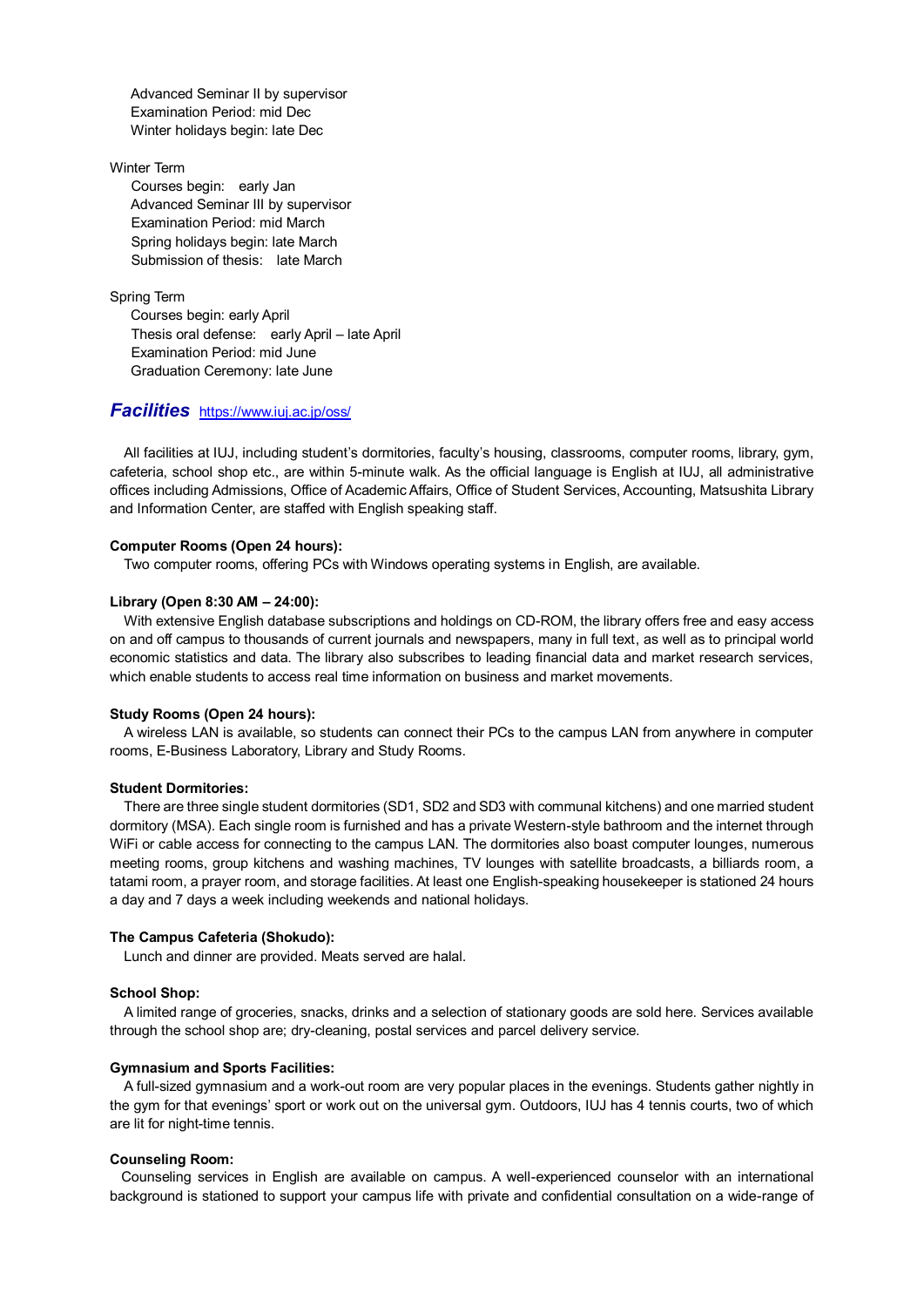Advanced Seminar II by supervisor
Examination Period: mid Dec
Winter holidays begin: late Dec

Winter Term
Courses begin: early Jan
Advanced Seminar III by supervisor
Examination Period: mid March
Spring holidays begin: late March
Submission of thesis: late March

Spring Term
Courses begin: early April
Thesis oral defense: early April – late April
Examination Period: mid June
Graduation Ceremony: late June

## *Facilities* https://www.iuj.ac.jp/oss/

All facilities at IUJ, including student's dormitories, faculty's housing, classrooms, computer rooms, library, gym, cafeteria, school shop etc., are within 5-minute walk. As the official language is English at IUJ, all administrative offices including Admissions, Office of Academic Affairs, Office of Student Services, Accounting, Matsushita Library and Information Center, are staffed with English speaking staff.

**Computer Rooms (Open 24 hours):**
Two computer rooms, offering PCs with Windows operating systems in English, are available.

**Library (Open 8:30 AM – 24:00):**
With extensive English database subscriptions and holdings on CD-ROM, the library offers free and easy access on and off campus to thousands of current journals and newspapers, many in full text, as well as to principal world economic statistics and data. The library also subscribes to leading financial data and market research services, which enable students to access real time information on business and market movements.

**Study Rooms (Open 24 hours):**
A wireless LAN is available, so students can connect their PCs to the campus LAN from anywhere in computer rooms, E-Business Laboratory, Library and Study Rooms.

**Student Dormitories:**
There are three single student dormitories (SD1, SD2 and SD3 with communal kitchens) and one married student dormitory (MSA). Each single room is furnished and has a private Western-style bathroom and the internet through WiFi or cable access for connecting to the campus LAN. The dormitories also boast computer lounges, numerous meeting rooms, group kitchens and washing machines, TV lounges with satellite broadcasts, a billiards room, a tatami room, a prayer room, and storage facilities. At least one English-speaking housekeeper is stationed 24 hours a day and 7 days a week including weekends and national holidays.

**The Campus Cafeteria (Shokudo):**
Lunch and dinner are provided. Meats served are halal.

**School Shop:**
A limited range of groceries, snacks, drinks and a selection of stationary goods are sold here. Services available through the school shop are; dry-cleaning, postal services and parcel delivery service.

**Gymnasium and Sports Facilities:**
A full-sized gymnasium and a work-out room are very popular places in the evenings. Students gather nightly in the gym for that evenings' sport or work out on the universal gym. Outdoors, IUJ has 4 tennis courts, two of which are lit for night-time tennis.

**Counseling Room:**
Counseling services in English are available on campus. A well-experienced counselor with an international background is stationed to support your campus life with private and confidential consultation on a wide-range of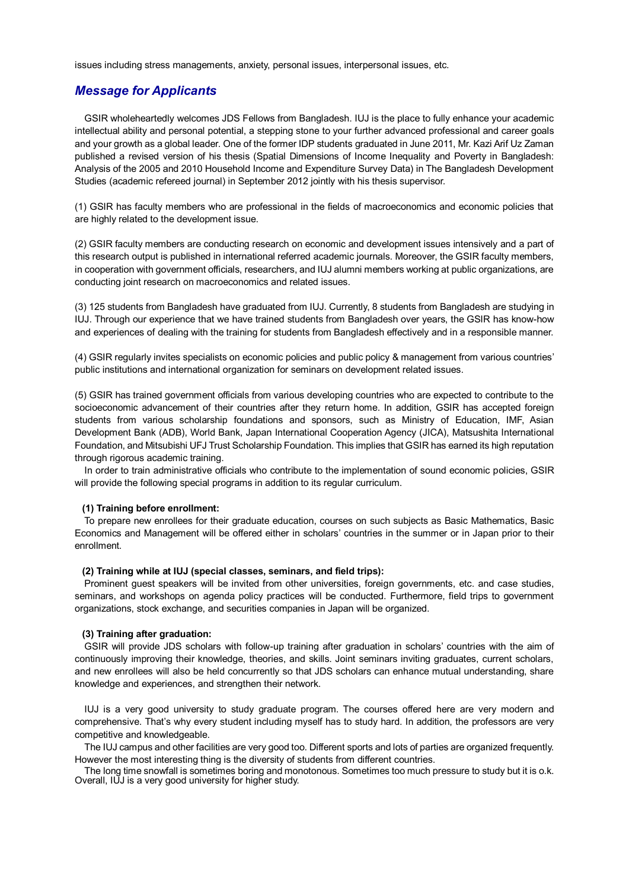issues including stress managements, anxiety, personal issues, interpersonal issues, etc.

## *Message for Applicants*

GSIR wholeheartedly welcomes JDS Fellows from Bangladesh. IUJ is the place to fully enhance your academic intellectual ability and personal potential, a stepping stone to your further advanced professional and career goals and your growth as a global leader. One of the former IDP students graduated in June 2011, Mr. Kazi Arif Uz Zaman published a revised version of his thesis (Spatial Dimensions of Income Inequality and Poverty in Bangladesh: Analysis of the 2005 and 2010 Household Income and Expenditure Survey Data) in The Bangladesh Development Studies (academic refereed journal) in September 2012 jointly with his thesis supervisor.

(1) GSIR has faculty members who are professional in the fields of macroeconomics and economic policies that are highly related to the development issue.

(2) GSIR faculty members are conducting research on economic and development issues intensively and a part of this research output is published in international referred academic journals. Moreover, the GSIR faculty members, in cooperation with government officials, researchers, and IUJ alumni members working at public organizations, are conducting joint research on macroeconomics and related issues.

(3) 125 students from Bangladesh have graduated from IUJ. Currently, 8 students from Bangladesh are studying in IUJ. Through our experience that we have trained students from Bangladesh over years, the GSIR has know-how and experiences of dealing with the training for students from Bangladesh effectively and in a responsible manner.

(4) GSIR regularly invites specialists on economic policies and public policy & management from various countries' public institutions and international organization for seminars on development related issues.

(5) GSIR has trained government officials from various developing countries who are expected to contribute to the socioeconomic advancement of their countries after they return home. In addition, GSIR has accepted foreign students from various scholarship foundations and sponsors, such as Ministry of Education, IMF, Asian Development Bank (ADB), World Bank, Japan International Cooperation Agency (JICA), Matsushita International Foundation, and Mitsubishi UFJ Trust Scholarship Foundation. This implies that GSIR has earned its high reputation through rigorous academic training.

In order to train administrative officials who contribute to the implementation of sound economic policies, GSIR will provide the following special programs in addition to its regular curriculum.

**(1) Training before enrollment:**

To prepare new enrollees for their graduate education, courses on such subjects as Basic Mathematics, Basic Economics and Management will be offered either in scholars' countries in the summer or in Japan prior to their enrollment.

**(2) Training while at IUJ (special classes, seminars, and field trips):**

Prominent guest speakers will be invited from other universities, foreign governments, etc. and case studies, seminars, and workshops on agenda policy practices will be conducted. Furthermore, field trips to government organizations, stock exchange, and securities companies in Japan will be organized.

**(3) Training after graduation:**

GSIR will provide JDS scholars with follow-up training after graduation in scholars' countries with the aim of continuously improving their knowledge, theories, and skills. Joint seminars inviting graduates, current scholars, and new enrollees will also be held concurrently so that JDS scholars can enhance mutual understanding, share knowledge and experiences, and strengthen their network.

IUJ is a very good university to study graduate program. The courses offered here are very modern and comprehensive. That's why every student including myself has to study hard. In addition, the professors are very competitive and knowledgeable.

The IUJ campus and other facilities are very good too. Different sports and lots of parties are organized frequently. However the most interesting thing is the diversity of students from different countries.

The long time snowfall is sometimes boring and monotonous. Sometimes too much pressure to study but it is o.k. Overall, IUJ is a very good university for higher study.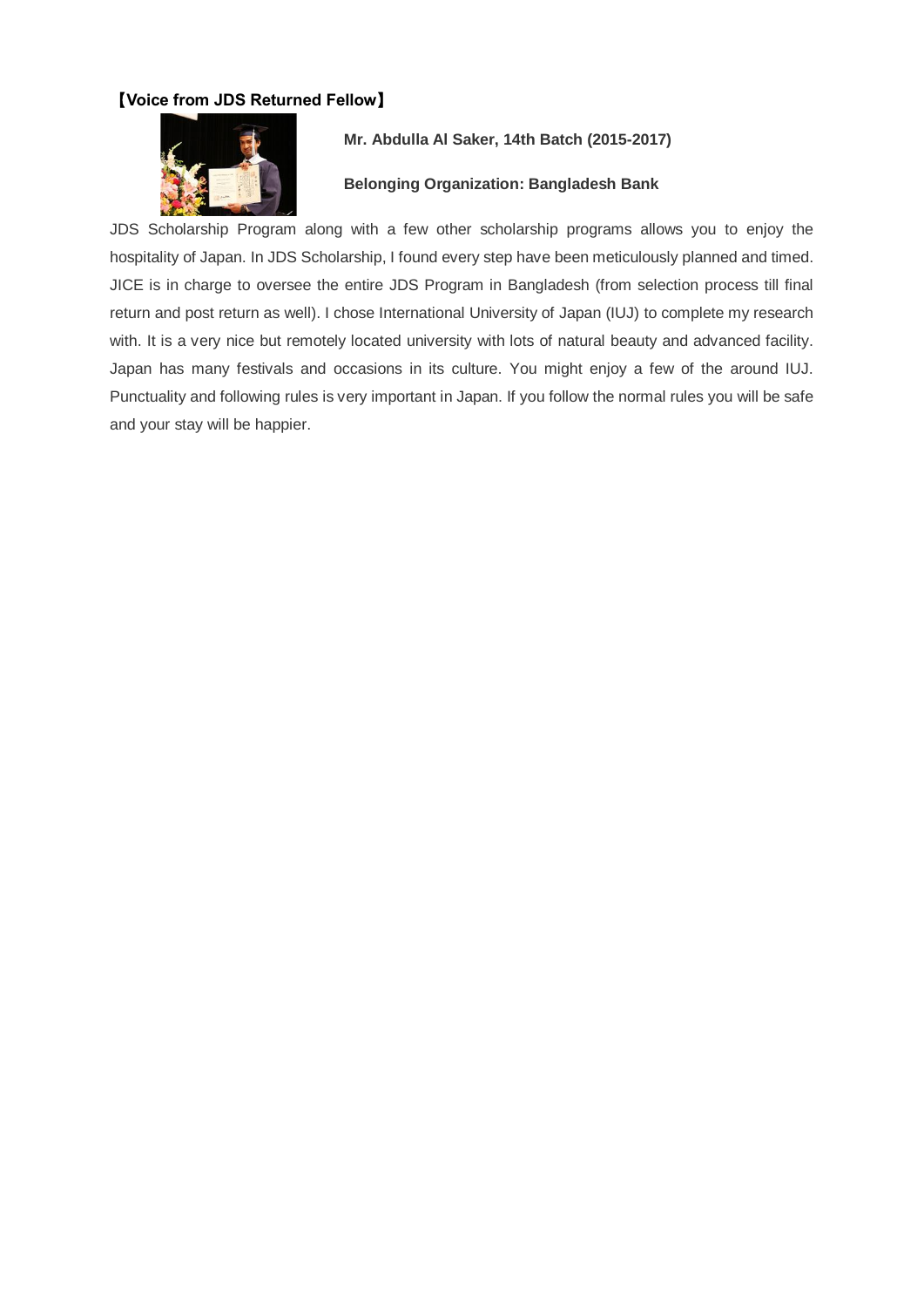**【Voice from JDS Returned Fellow】**

**Mr. Abdulla Al Saker, 14th Batch (2015-2017)**

**Belonging Organization: Bangladesh Bank**

JDS Scholarship Program along with a few other scholarship programs allows you to enjoy the hospitality of Japan. In JDS Scholarship, I found every step have been meticulously planned and timed. JICE is in charge to oversee the entire JDS Program in Bangladesh (from selection process till final return and post return as well). I chose International University of Japan (IUJ) to complete my research with. It is a very nice but remotely located university with lots of natural beauty and advanced facility. Japan has many festivals and occasions in its culture. You might enjoy a few of the around IUJ. Punctuality and following rules is very important in Japan. If you follow the normal rules you will be safe and your stay will be happier.